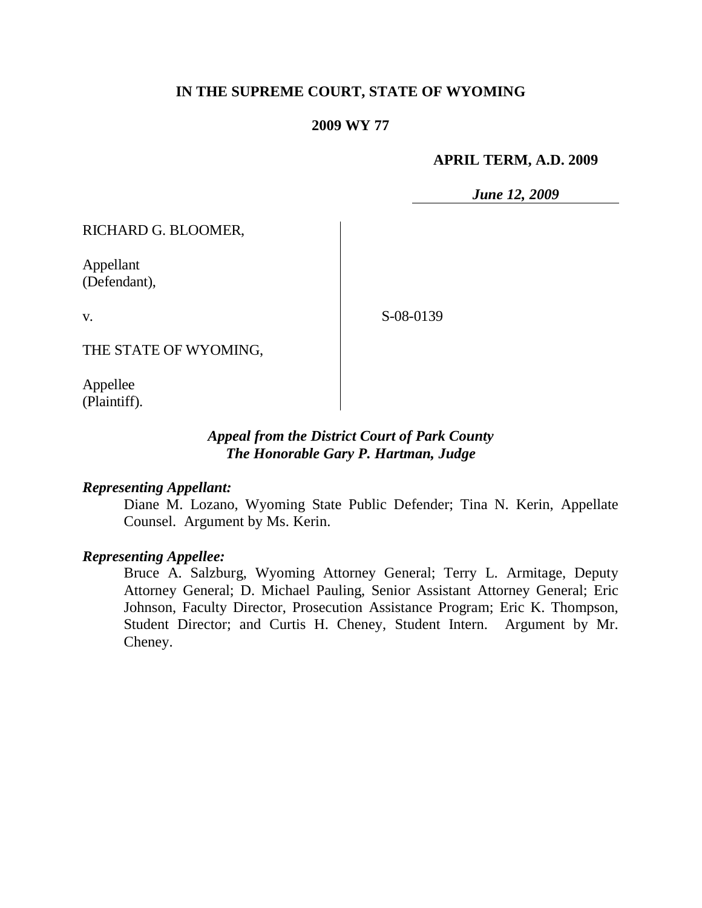**IN THE SUPREME COURT, STATE OF WYOMING**

**2009 WY 77**

**APRIL TERM, A.D. 2009**

***June 12, 2009***

RICHARD G. BLOOMER,

Appellant
(Defendant),

v.

S-08-0139

THE STATE OF WYOMING,

Appellee
(Plaintiff).

***Appeal from the District Court of Park County***
***The Honorable Gary P. Hartman, Judge***

***Representing Appellant:***

Diane M. Lozano, Wyoming State Public Defender; Tina N. Kerin, Appellate Counsel. Argument by Ms. Kerin.

***Representing Appellee:***

Bruce A. Salzburg, Wyoming Attorney General; Terry L. Armitage, Deputy Attorney General; D. Michael Pauling, Senior Assistant Attorney General; Eric Johnson, Faculty Director, Prosecution Assistance Program; Eric K. Thompson, Student Director; and Curtis H. Cheney, Student Intern. Argument by Mr. Cheney.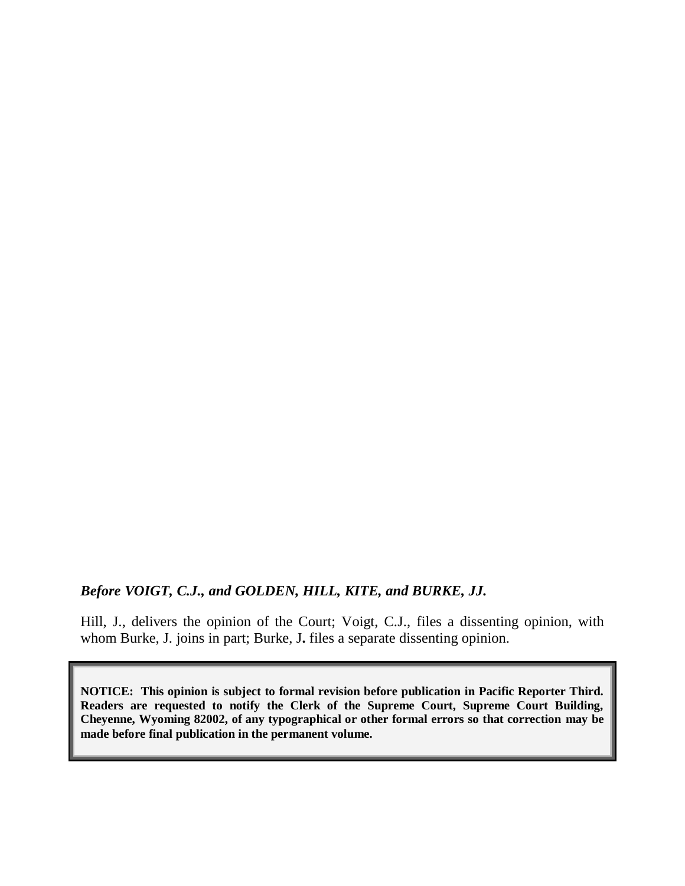***Before VOIGT, C.J., and GOLDEN, HILL, KITE, and BURKE, JJ.***

Hill, J., delivers the opinion of the Court; Voigt, C.J., files a dissenting opinion, with whom Burke, J. joins in part; Burke, J**.** files a separate dissenting opinion.

**NOTICE: This opinion is subject to formal revision before publication in Pacific Reporter Third. Readers are requested to notify the Clerk of the Supreme Court, Supreme Court Building, Cheyenne, Wyoming 82002, of any typographical or other formal errors so that correction may be made before final publication in the permanent volume.**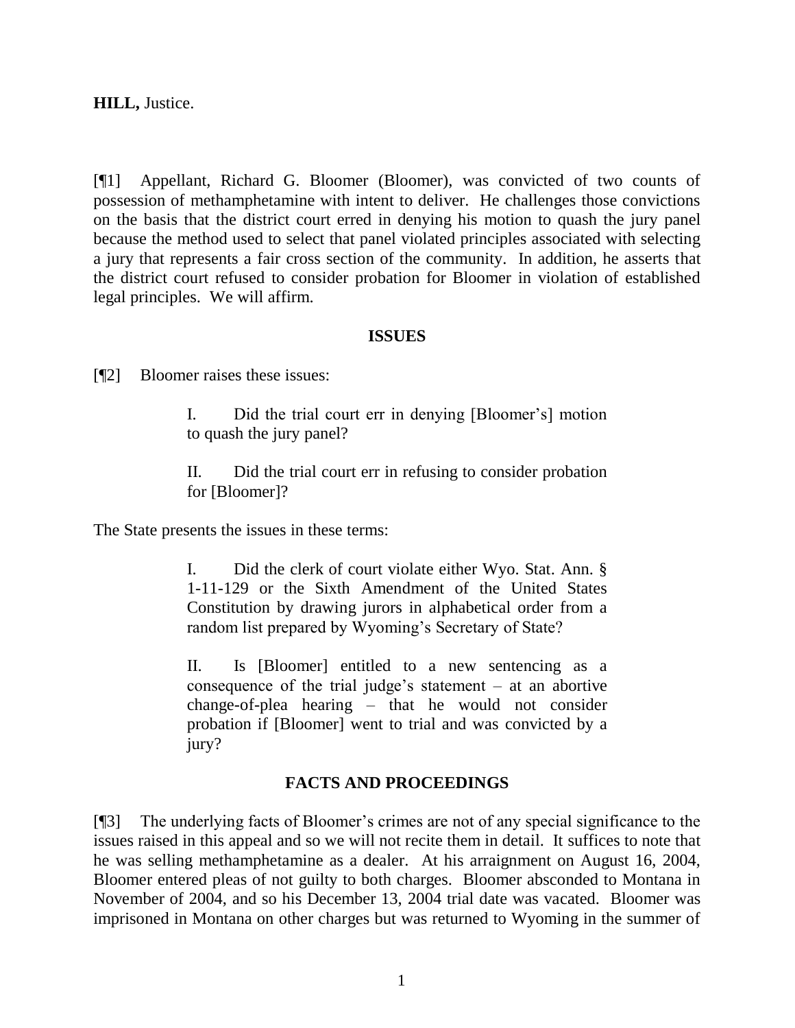**HILL,** Justice.

[¶1] Appellant, Richard G. Bloomer (Bloomer), was convicted of two counts of possession of methamphetamine with intent to deliver. He challenges those convictions on the basis that the district court erred in denying his motion to quash the jury panel because the method used to select that panel violated principles associated with selecting a jury that represents a fair cross section of the community. In addition, he asserts that the district court refused to consider probation for Bloomer in violation of established legal principles. We will affirm.

## ISSUES

[¶2] Bloomer raises these issues:

> I. Did the trial court err in denying [Bloomer's] motion to quash the jury panel?
>
> II. Did the trial court err in refusing to consider probation for [Bloomer]?

The State presents the issues in these terms:

> I. Did the clerk of court violate either Wyo. Stat. Ann. § 1-11-129 or the Sixth Amendment of the United States Constitution by drawing jurors in alphabetical order from a random list prepared by Wyoming's Secretary of State?
>
> II. Is [Bloomer] entitled to a new sentencing as a consequence of the trial judge's statement – at an abortive change-of-plea hearing – that he would not consider probation if [Bloomer] went to trial and was convicted by a jury?

## FACTS AND PROCEEDINGS

[¶3] The underlying facts of Bloomer's crimes are not of any special significance to the issues raised in this appeal and so we will not recite them in detail. It suffices to note that he was selling methamphetamine as a dealer. At his arraignment on August 16, 2004, Bloomer entered pleas of not guilty to both charges. Bloomer absconded to Montana in November of 2004, and so his December 13, 2004 trial date was vacated. Bloomer was imprisoned in Montana on other charges but was returned to Wyoming in the summer of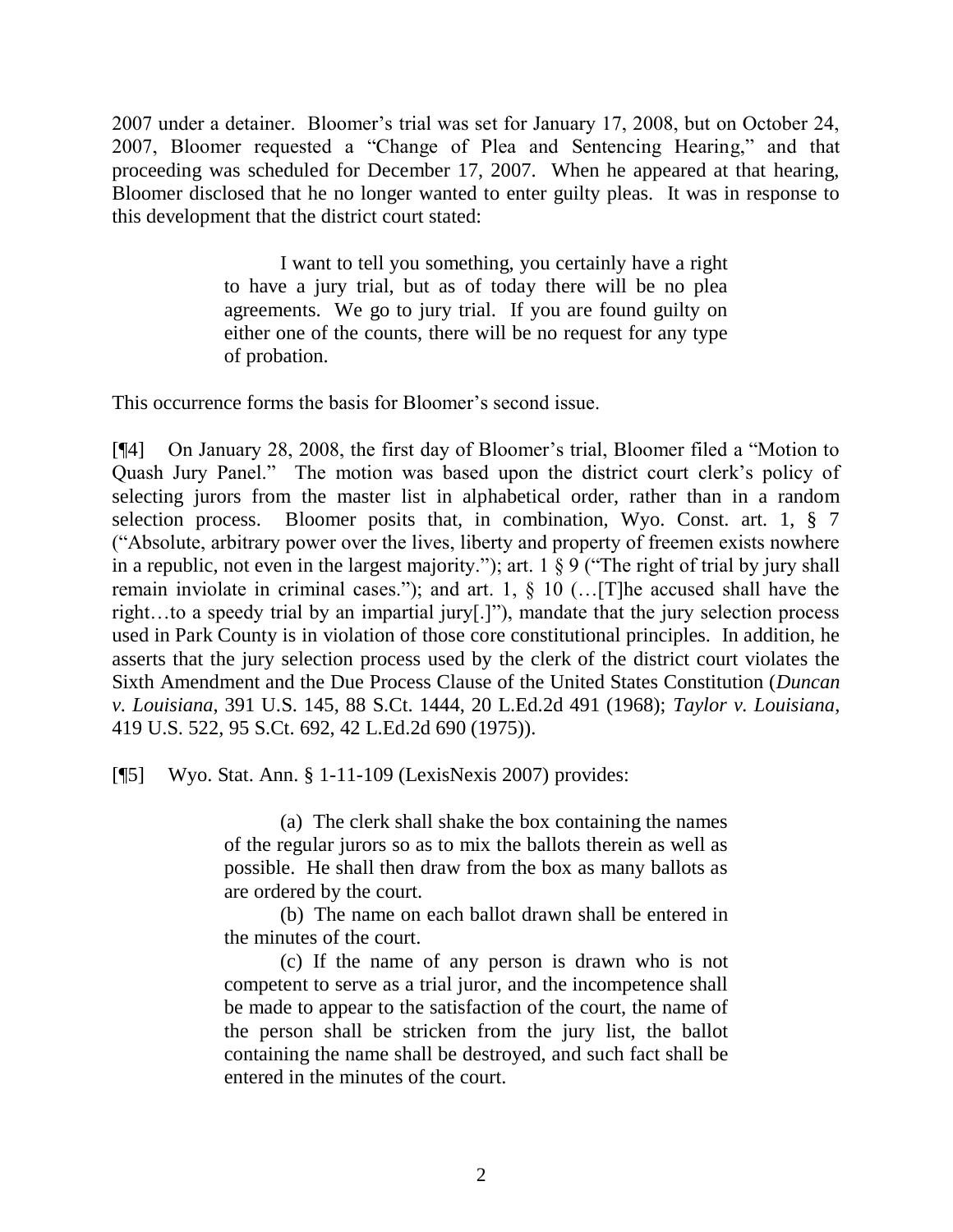2007 under a detainer. Bloomer's trial was set for January 17, 2008, but on October 24, 2007, Bloomer requested a "Change of Plea and Sentencing Hearing," and that proceeding was scheduled for December 17, 2007. When he appeared at that hearing, Bloomer disclosed that he no longer wanted to enter guilty pleas. It was in response to this development that the district court stated:

> I want to tell you something, you certainly have a right to have a jury trial, but as of today there will be no plea agreements. We go to jury trial. If you are found guilty on either one of the counts, there will be no request for any type of probation.

This occurrence forms the basis for Bloomer's second issue.

[¶4] On January 28, 2008, the first day of Bloomer's trial, Bloomer filed a "Motion to Quash Jury Panel." The motion was based upon the district court clerk's policy of selecting jurors from the master list in alphabetical order, rather than in a random selection process. Bloomer posits that, in combination, Wyo. Const. art. 1, § 7 ("Absolute, arbitrary power over the lives, liberty and property of freemen exists nowhere in a republic, not even in the largest majority."); art. 1 § 9 ("The right of trial by jury shall remain inviolate in criminal cases."); and art. 1, § 10 (…[T]he accused shall have the right…to a speedy trial by an impartial jury[.]"), mandate that the jury selection process used in Park County is in violation of those core constitutional principles. In addition, he asserts that the jury selection process used by the clerk of the district court violates the Sixth Amendment and the Due Process Clause of the United States Constitution (*Duncan v. Louisiana*, 391 U.S. 145, 88 S.Ct. 1444, 20 L.Ed.2d 491 (1968); *Taylor v. Louisiana*, 419 U.S. 522, 95 S.Ct. 692, 42 L.Ed.2d 690 (1975)).

[¶5] Wyo. Stat. Ann. § 1-11-109 (LexisNexis 2007) provides:

> (a) The clerk shall shake the box containing the names of the regular jurors so as to mix the ballots therein as well as possible. He shall then draw from the box as many ballots as are ordered by the court.
>
> (b) The name on each ballot drawn shall be entered in the minutes of the court.
>
> (c) If the name of any person is drawn who is not competent to serve as a trial juror, and the incompetence shall be made to appear to the satisfaction of the court, the name of the person shall be stricken from the jury list, the ballot containing the name shall be destroyed, and such fact shall be entered in the minutes of the court.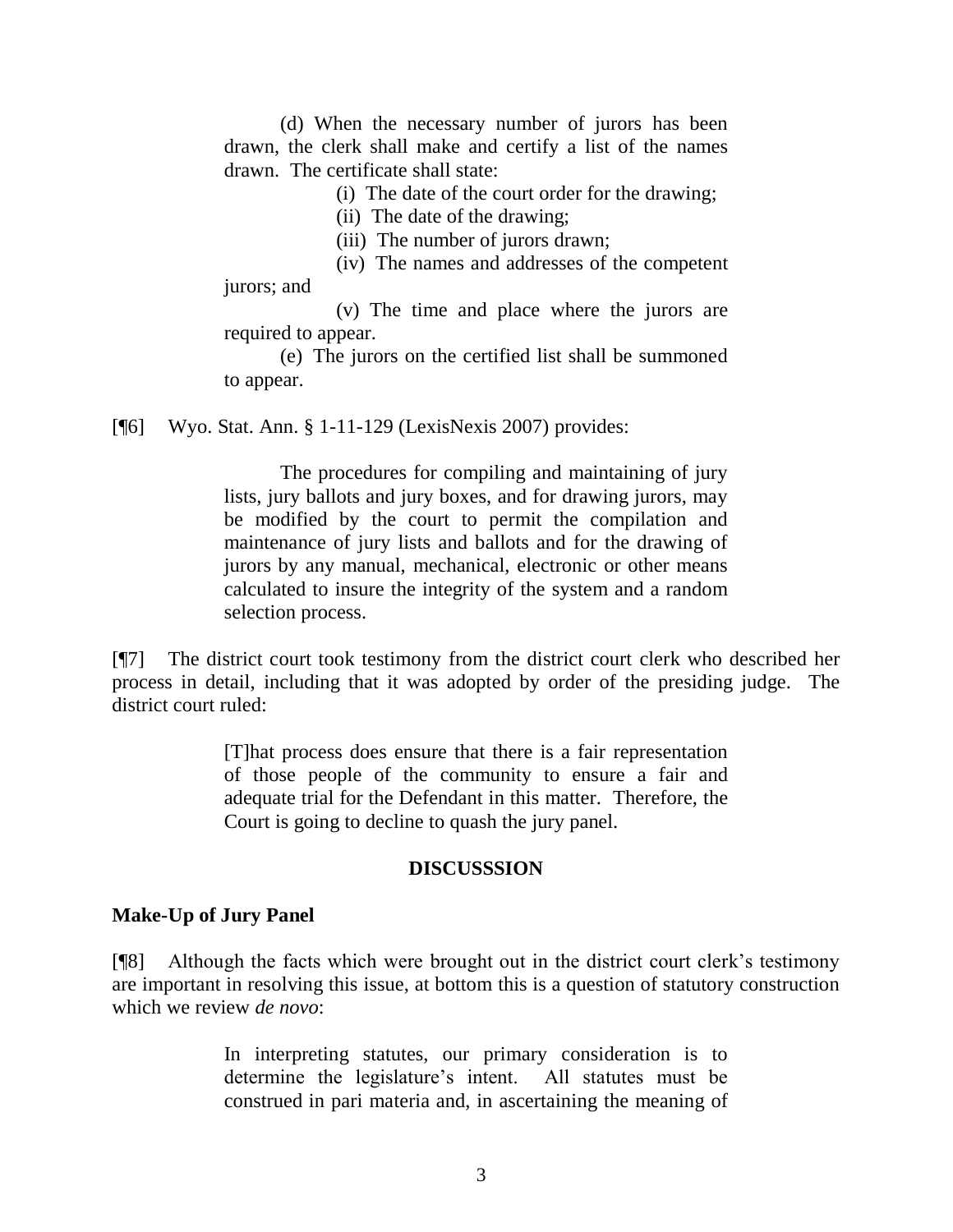> (d) When the necessary number of jurors has been drawn, the clerk shall make and certify a list of the names drawn. The certificate shall state:
>
> (i) The date of the court order for the drawing;
>
> (ii) The date of the drawing;
>
> (iii) The number of jurors drawn;
>
> (iv) The names and addresses of the competent jurors; and
>
> (v) The time and place where the jurors are required to appear.
>
> (e) The jurors on the certified list shall be summoned to appear.

[¶6] Wyo. Stat. Ann. § 1-11-129 (LexisNexis 2007) provides:

> The procedures for compiling and maintaining of jury lists, jury ballots and jury boxes, and for drawing jurors, may be modified by the court to permit the compilation and maintenance of jury lists and ballots and for the drawing of jurors by any manual, mechanical, electronic or other means calculated to insure the integrity of the system and a random selection process.

[¶7] The district court took testimony from the district court clerk who described her process in detail, including that it was adopted by order of the presiding judge. The district court ruled:

> [T]hat process does ensure that there is a fair representation of those people of the community to ensure a fair and adequate trial for the Defendant in this matter. Therefore, the Court is going to decline to quash the jury panel.

## DISCUSSSION

### Make-Up of Jury Panel

[¶8] Although the facts which were brought out in the district court clerk's testimony are important in resolving this issue, at bottom this is a question of statutory construction which we review *de novo*:

> In interpreting statutes, our primary consideration is to determine the legislature's intent. All statutes must be construed in pari materia and, in ascertaining the meaning of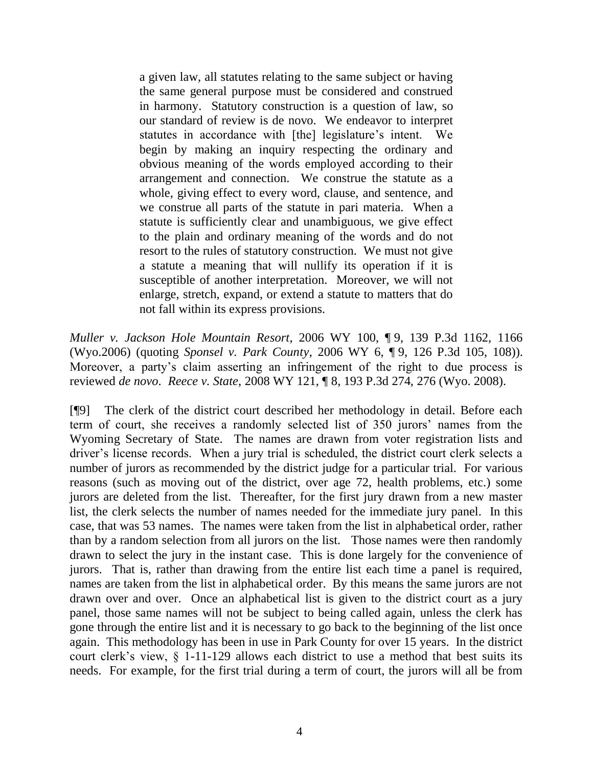> a given law, all statutes relating to the same subject or having the same general purpose must be considered and construed in harmony. Statutory construction is a question of law, so our standard of review is de novo. We endeavor to interpret statutes in accordance with [the] legislature's intent. We begin by making an inquiry respecting the ordinary and obvious meaning of the words employed according to their arrangement and connection. We construe the statute as a whole, giving effect to every word, clause, and sentence, and we construe all parts of the statute in pari materia. When a statute is sufficiently clear and unambiguous, we give effect to the plain and ordinary meaning of the words and do not resort to the rules of statutory construction. We must not give a statute a meaning that will nullify its operation if it is susceptible of another interpretation. Moreover, we will not enlarge, stretch, expand, or extend a statute to matters that do not fall within its express provisions.

*Muller v. Jackson Hole Mountain Resort*, 2006 WY 100, ¶ 9, 139 P.3d 1162, 1166 (Wyo.2006) (quoting *Sponsel v. Park County*, 2006 WY 6, ¶ 9, 126 P.3d 105, 108)). Moreover, a party's claim asserting an infringement of the right to due process is reviewed *de novo*. *Reece v. State*, 2008 WY 121, ¶ 8, 193 P.3d 274, 276 (Wyo. 2008).

[¶9] The clerk of the district court described her methodology in detail. Before each term of court, she receives a randomly selected list of 350 jurors' names from the Wyoming Secretary of State. The names are drawn from voter registration lists and driver's license records. When a jury trial is scheduled, the district court clerk selects a number of jurors as recommended by the district judge for a particular trial. For various reasons (such as moving out of the district, over age 72, health problems, etc.) some jurors are deleted from the list. Thereafter, for the first jury drawn from a new master list, the clerk selects the number of names needed for the immediate jury panel. In this case, that was 53 names. The names were taken from the list in alphabetical order, rather than by a random selection from all jurors on the list. Those names were then randomly drawn to select the jury in the instant case. This is done largely for the convenience of jurors. That is, rather than drawing from the entire list each time a panel is required, names are taken from the list in alphabetical order. By this means the same jurors are not drawn over and over. Once an alphabetical list is given to the district court as a jury panel, those same names will not be subject to being called again, unless the clerk has gone through the entire list and it is necessary to go back to the beginning of the list once again. This methodology has been in use in Park County for over 15 years. In the district court clerk's view, § 1-11-129 allows each district to use a method that best suits its needs. For example, for the first trial during a term of court, the jurors will all be from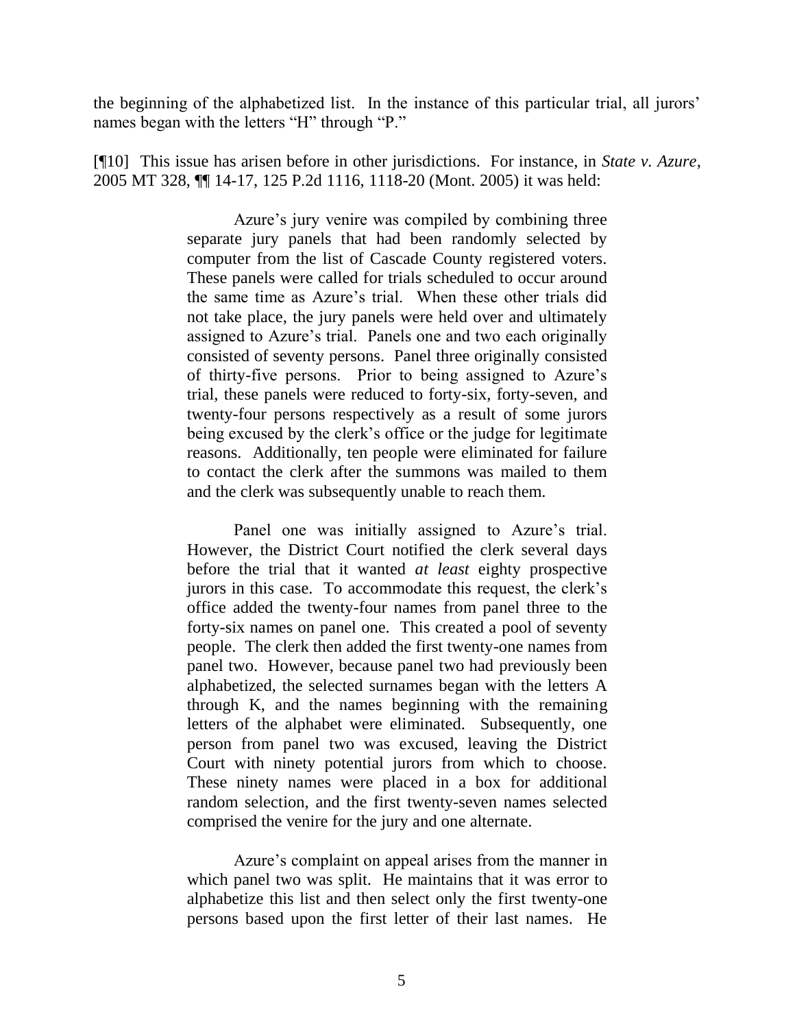the beginning of the alphabetized list. In the instance of this particular trial, all jurors' names began with the letters "H" through "P."

[¶10] This issue has arisen before in other jurisdictions. For instance, in *State v. Azure*, 2005 MT 328, ¶¶ 14-17, 125 P.2d 1116, 1118-20 (Mont. 2005) it was held:

> Azure's jury venire was compiled by combining three separate jury panels that had been randomly selected by computer from the list of Cascade County registered voters. These panels were called for trials scheduled to occur around the same time as Azure's trial. When these other trials did not take place, the jury panels were held over and ultimately assigned to Azure's trial. Panels one and two each originally consisted of seventy persons. Panel three originally consisted of thirty-five persons. Prior to being assigned to Azure's trial, these panels were reduced to forty-six, forty-seven, and twenty-four persons respectively as a result of some jurors being excused by the clerk's office or the judge for legitimate reasons. Additionally, ten people were eliminated for failure to contact the clerk after the summons was mailed to them and the clerk was subsequently unable to reach them.
>
> Panel one was initially assigned to Azure's trial. However, the District Court notified the clerk several days before the trial that it wanted *at least* eighty prospective jurors in this case. To accommodate this request, the clerk's office added the twenty-four names from panel three to the forty-six names on panel one. This created a pool of seventy people. The clerk then added the first twenty-one names from panel two. However, because panel two had previously been alphabetized, the selected surnames began with the letters A through K, and the names beginning with the remaining letters of the alphabet were eliminated. Subsequently, one person from panel two was excused, leaving the District Court with ninety potential jurors from which to choose. These ninety names were placed in a box for additional random selection, and the first twenty-seven names selected comprised the venire for the jury and one alternate.
>
> Azure's complaint on appeal arises from the manner in which panel two was split. He maintains that it was error to alphabetize this list and then select only the first twenty-one persons based upon the first letter of their last names. He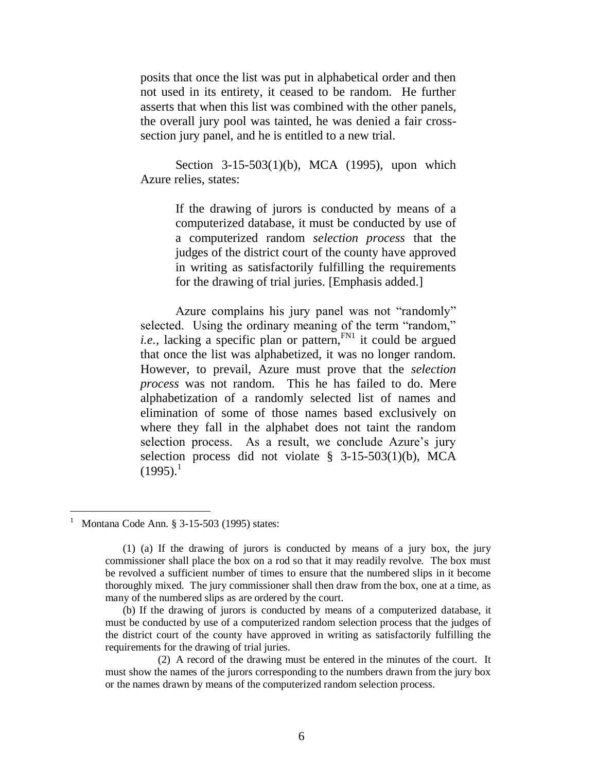posits that once the list was put in alphabetical order and then not used in its entirety, it ceased to be random. He further asserts that when this list was combined with the other panels, the overall jury pool was tainted, he was denied a fair cross-section jury panel, and he is entitled to a new trial.

Section 3-15-503(1)(b), MCA (1995), upon which Azure relies, states:

> If the drawing of jurors is conducted by means of a computerized database, it must be conducted by use of a computerized random *selection process* that the judges of the district court of the county have approved in writing as satisfactorily fulfilling the requirements for the drawing of trial juries. [Emphasis added.]

Azure complains his jury panel was not "randomly" selected. Using the ordinary meaning of the term "random," *i.e.*, lacking a specific plan or pattern,[FN1] it could be argued that once the list was alphabetized, it was no longer random. However, to prevail, Azure must prove that the *selection process* was not random. This he has failed to do. Mere alphabetization of a randomly selected list of names and elimination of some of those names based exclusively on where they fall in the alphabet does not taint the random selection process. As a result, we conclude Azure's jury selection process did not violate § 3-15-503(1)(b), MCA (1995).[1]

---

[1] Montana Code Ann. § 3-15-503 (1995) states:

(1) (a) If the drawing of jurors is conducted by means of a jury box, the jury commissioner shall place the box on a rod so that it may readily revolve. The box must be revolved a sufficient number of times to ensure that the numbered slips in it become thoroughly mixed. The jury commissioner shall then draw from the box, one at a time, as many of the numbered slips as are ordered by the court.

(b) If the drawing of jurors is conducted by means of a computerized database, it must be conducted by use of a computerized random selection process that the judges of the district court of the county have approved in writing as satisfactorily fulfilling the requirements for the drawing of trial juries.

(2) A record of the drawing must be entered in the minutes of the court. It must show the names of the jurors corresponding to the numbers drawn from the jury box or the names drawn by means of the computerized random selection process.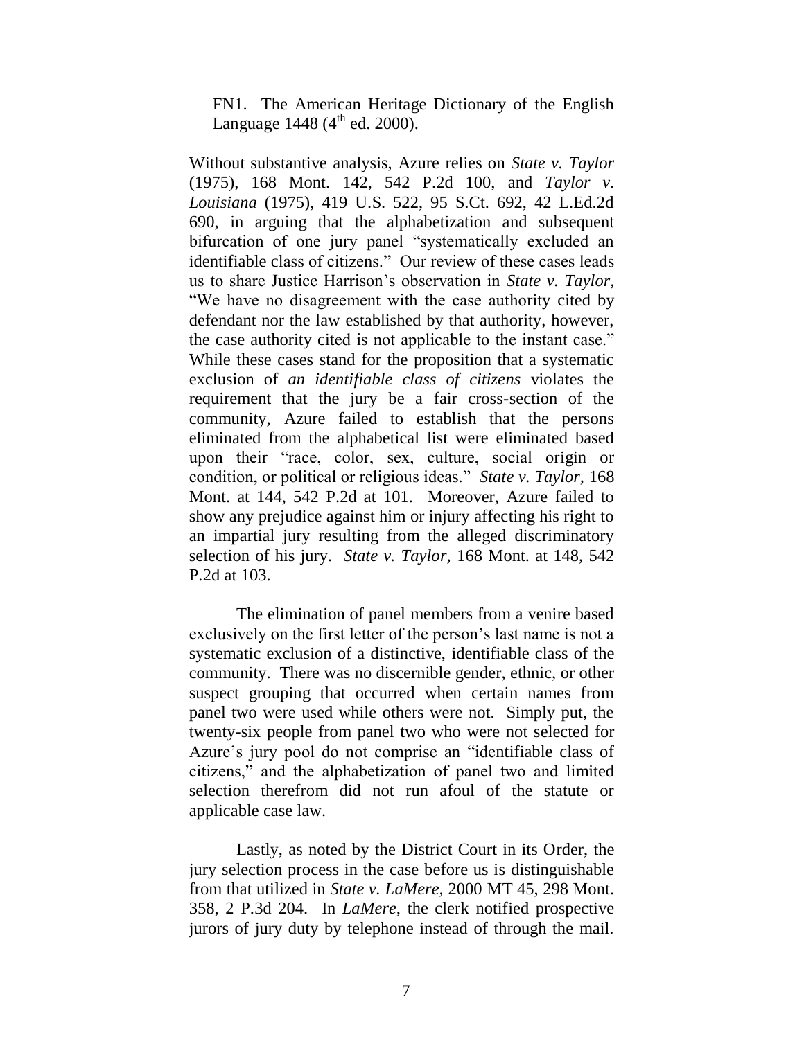FN1. The American Heritage Dictionary of the English Language 1448 (4th ed. 2000).

Without substantive analysis, Azure relies on *State v. Taylor* (1975), 168 Mont. 142, 542 P.2d 100, and *Taylor v. Louisiana* (1975), 419 U.S. 522, 95 S.Ct. 692, 42 L.Ed.2d 690, in arguing that the alphabetization and subsequent bifurcation of one jury panel "systematically excluded an identifiable class of citizens." Our review of these cases leads us to share Justice Harrison's observation in *State v. Taylor*, "We have no disagreement with the case authority cited by defendant nor the law established by that authority, however, the case authority cited is not applicable to the instant case." While these cases stand for the proposition that a systematic exclusion of *an identifiable class of citizens* violates the requirement that the jury be a fair cross-section of the community, Azure failed to establish that the persons eliminated from the alphabetical list were eliminated based upon their "race, color, sex, culture, social origin or condition, or political or religious ideas." *State v. Taylor*, 168 Mont. at 144, 542 P.2d at 101. Moreover, Azure failed to show any prejudice against him or injury affecting his right to an impartial jury resulting from the alleged discriminatory selection of his jury. *State v. Taylor*, 168 Mont. at 148, 542 P.2d at 103.

The elimination of panel members from a venire based exclusively on the first letter of the person's last name is not a systematic exclusion of a distinctive, identifiable class of the community. There was no discernible gender, ethnic, or other suspect grouping that occurred when certain names from panel two were used while others were not. Simply put, the twenty-six people from panel two who were not selected for Azure's jury pool do not comprise an "identifiable class of citizens," and the alphabetization of panel two and limited selection therefrom did not run afoul of the statute or applicable case law.

Lastly, as noted by the District Court in its Order, the jury selection process in the case before us is distinguishable from that utilized in *State v. LaMere*, 2000 MT 45, 298 Mont. 358, 2 P.3d 204. In *LaMere*, the clerk notified prospective jurors of jury duty by telephone instead of through the mail.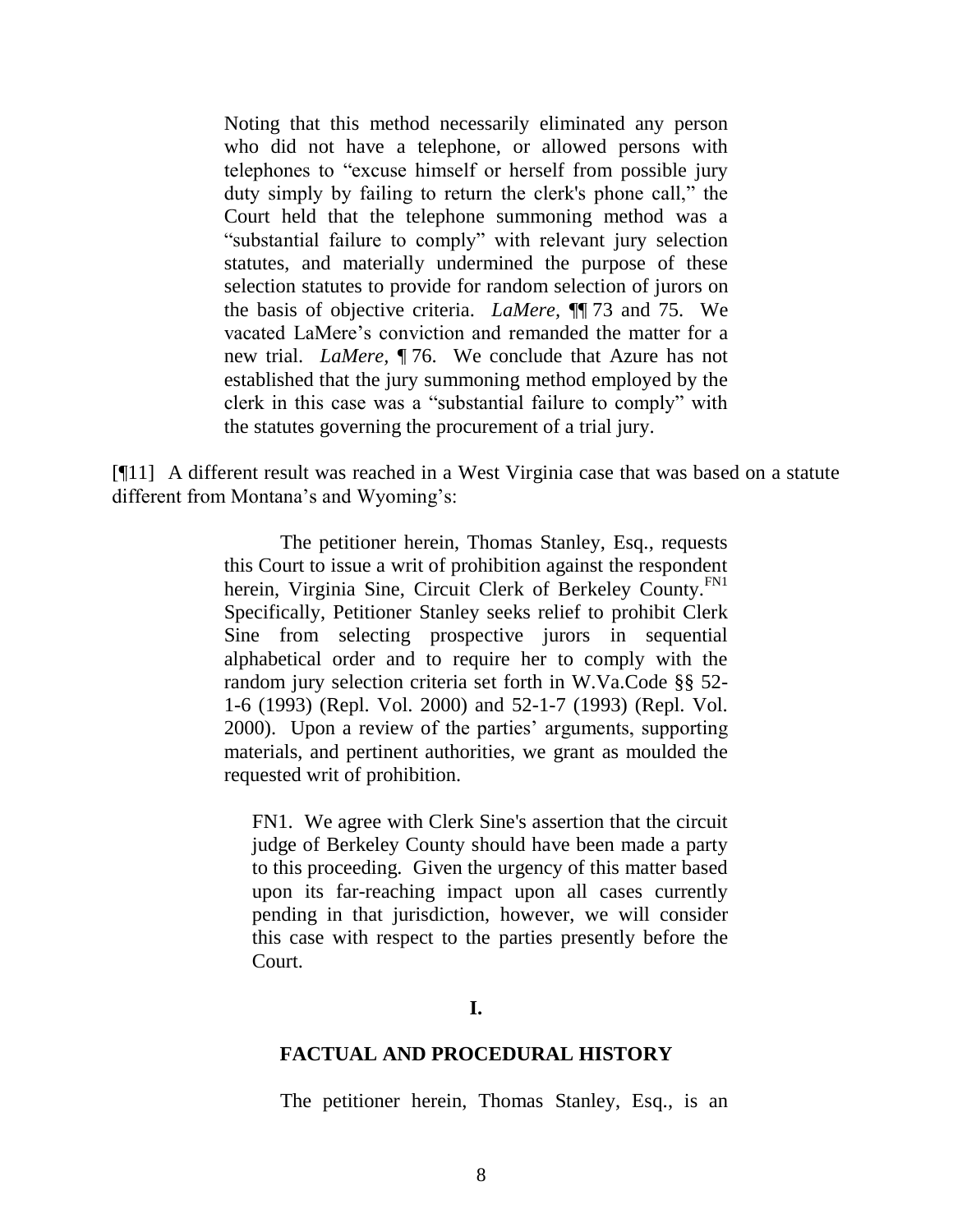> Noting that this method necessarily eliminated any person who did not have a telephone, or allowed persons with telephones to "excuse himself or herself from possible jury duty simply by failing to return the clerk's phone call," the Court held that the telephone summoning method was a "substantial failure to comply" with relevant jury selection statutes, and materially undermined the purpose of these selection statutes to provide for random selection of jurors on the basis of objective criteria. *LaMere*, ¶¶ 73 and 75. We vacated LaMere's conviction and remanded the matter for a new trial. *LaMere*, ¶ 76. We conclude that Azure has not established that the jury summoning method employed by the clerk in this case was a "substantial failure to comply" with the statutes governing the procurement of a trial jury.

[¶11] A different result was reached in a West Virginia case that was based on a statute different from Montana's and Wyoming's:

> The petitioner herein, Thomas Stanley, Esq., requests this Court to issue a writ of prohibition against the respondent herein, Virginia Sine, Circuit Clerk of Berkeley County.[FN1] Specifically, Petitioner Stanley seeks relief to prohibit Clerk Sine from selecting prospective jurors in sequential alphabetical order and to require her to comply with the random jury selection criteria set forth in W.Va.Code §§ 52-1-6 (1993) (Repl. Vol. 2000) and 52-1-7 (1993) (Repl. Vol. 2000). Upon a review of the parties' arguments, supporting materials, and pertinent authorities, we grant as moulded the requested writ of prohibition.
>
> FN1. We agree with Clerk Sine's assertion that the circuit judge of Berkeley County should have been made a party to this proceeding. Given the urgency of this matter based upon its far-reaching impact upon all cases currently pending in that jurisdiction, however, we will consider this case with respect to the parties presently before the Court.
>
> **I.**
>
> **FACTUAL AND PROCEDURAL HISTORY**
>
> The petitioner herein, Thomas Stanley, Esq., is an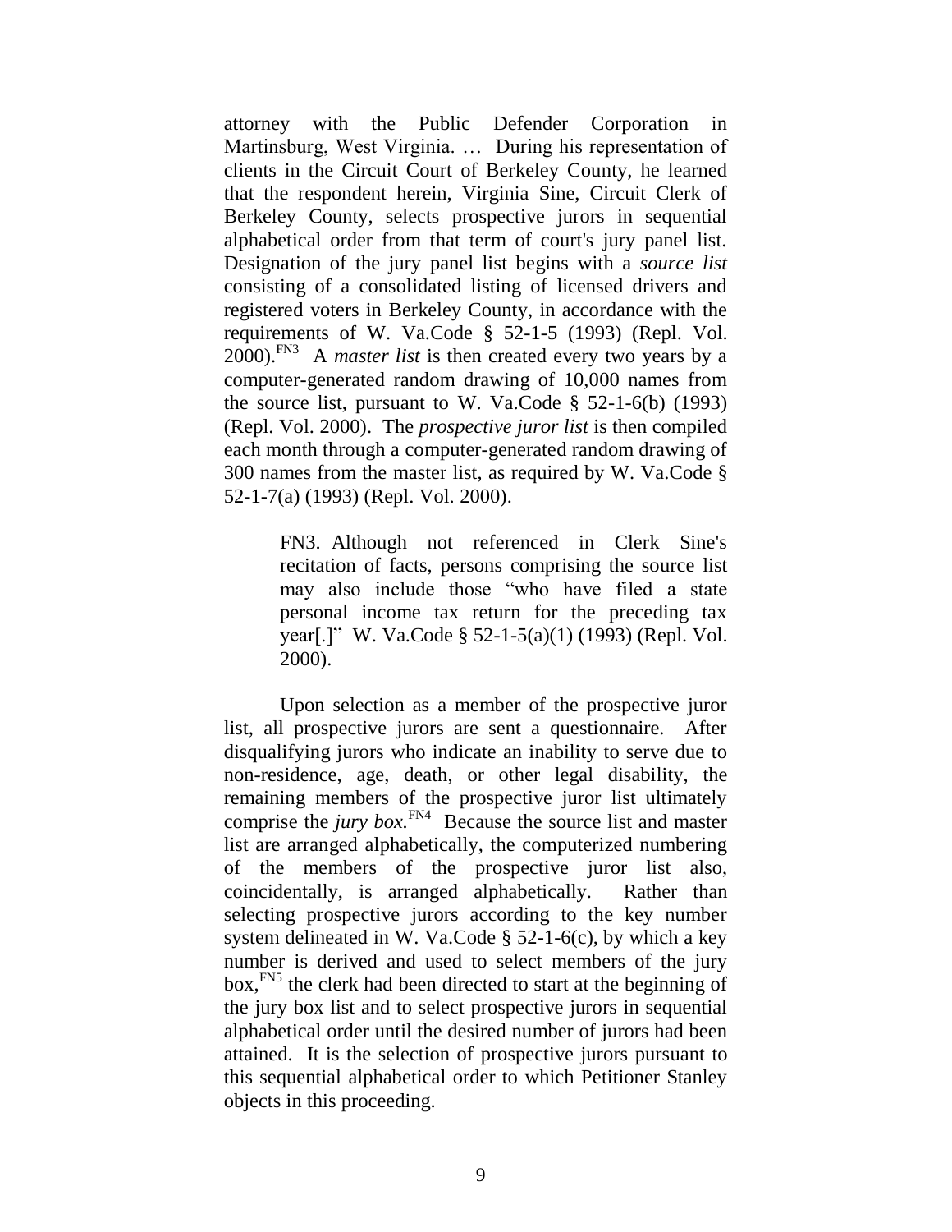attorney with the Public Defender Corporation in Martinsburg, West Virginia. … During his representation of clients in the Circuit Court of Berkeley County, he learned that the respondent herein, Virginia Sine, Circuit Clerk of Berkeley County, selects prospective jurors in sequential alphabetical order from that term of court's jury panel list. Designation of the jury panel list begins with a *source list* consisting of a consolidated listing of licensed drivers and registered voters in Berkeley County, in accordance with the requirements of W. Va.Code § 52-1-5 (1993) (Repl. Vol. 2000).[FN3] A *master list* is then created every two years by a computer-generated random drawing of 10,000 names from the source list, pursuant to W. Va.Code § 52-1-6(b) (1993) (Repl. Vol. 2000). The *prospective juror list* is then compiled each month through a computer-generated random drawing of 300 names from the master list, as required by W. Va.Code § 52-1-7(a) (1993) (Repl. Vol. 2000).

> FN3. Although not referenced in Clerk Sine's recitation of facts, persons comprising the source list may also include those "who have filed a state personal income tax return for the preceding tax year[.]" W. Va.Code § 52-1-5(a)(1) (1993) (Repl. Vol. 2000).

Upon selection as a member of the prospective juror list, all prospective jurors are sent a questionnaire. After disqualifying jurors who indicate an inability to serve due to non-residence, age, death, or other legal disability, the remaining members of the prospective juror list ultimately comprise the *jury box*.[FN4] Because the source list and master list are arranged alphabetically, the computerized numbering of the members of the prospective juror list also, coincidentally, is arranged alphabetically. Rather than selecting prospective jurors according to the key number system delineated in W. Va.Code § 52-1-6(c), by which a key number is derived and used to select members of the jury box,[FN5] the clerk had been directed to start at the beginning of the jury box list and to select prospective jurors in sequential alphabetical order until the desired number of jurors had been attained. It is the selection of prospective jurors pursuant to this sequential alphabetical order to which Petitioner Stanley objects in this proceeding.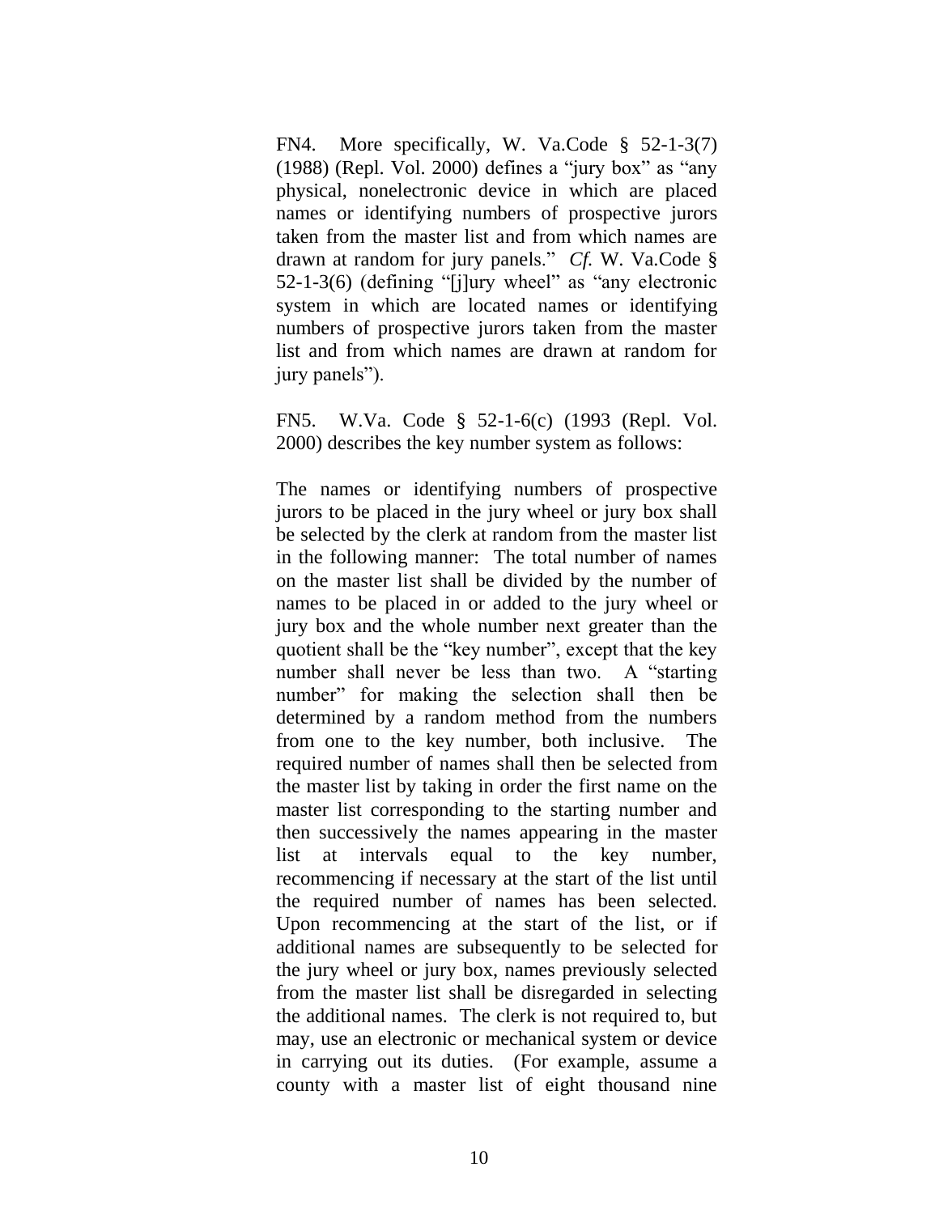FN4. More specifically, W. Va.Code § 52-1-3(7) (1988) (Repl. Vol. 2000) defines a "jury box" as "any physical, nonelectronic device in which are placed names or identifying numbers of prospective jurors taken from the master list and from which names are drawn at random for jury panels." *Cf.* W. Va.Code § 52-1-3(6) (defining "[j]ury wheel" as "any electronic system in which are located names or identifying numbers of prospective jurors taken from the master list and from which names are drawn at random for jury panels").

FN5. W.Va. Code § 52-1-6(c) (1993 (Repl. Vol. 2000) describes the key number system as follows:

The names or identifying numbers of prospective jurors to be placed in the jury wheel or jury box shall be selected by the clerk at random from the master list in the following manner: The total number of names on the master list shall be divided by the number of names to be placed in or added to the jury wheel or jury box and the whole number next greater than the quotient shall be the "key number", except that the key number shall never be less than two. A "starting number" for making the selection shall then be determined by a random method from the numbers from one to the key number, both inclusive. The required number of names shall then be selected from the master list by taking in order the first name on the master list corresponding to the starting number and then successively the names appearing in the master list at intervals equal to the key number, recommencing if necessary at the start of the list until the required number of names has been selected. Upon recommencing at the start of the list, or if additional names are subsequently to be selected for the jury wheel or jury box, names previously selected from the master list shall be disregarded in selecting the additional names. The clerk is not required to, but may, use an electronic or mechanical system or device in carrying out its duties. (For example, assume a county with a master list of eight thousand nine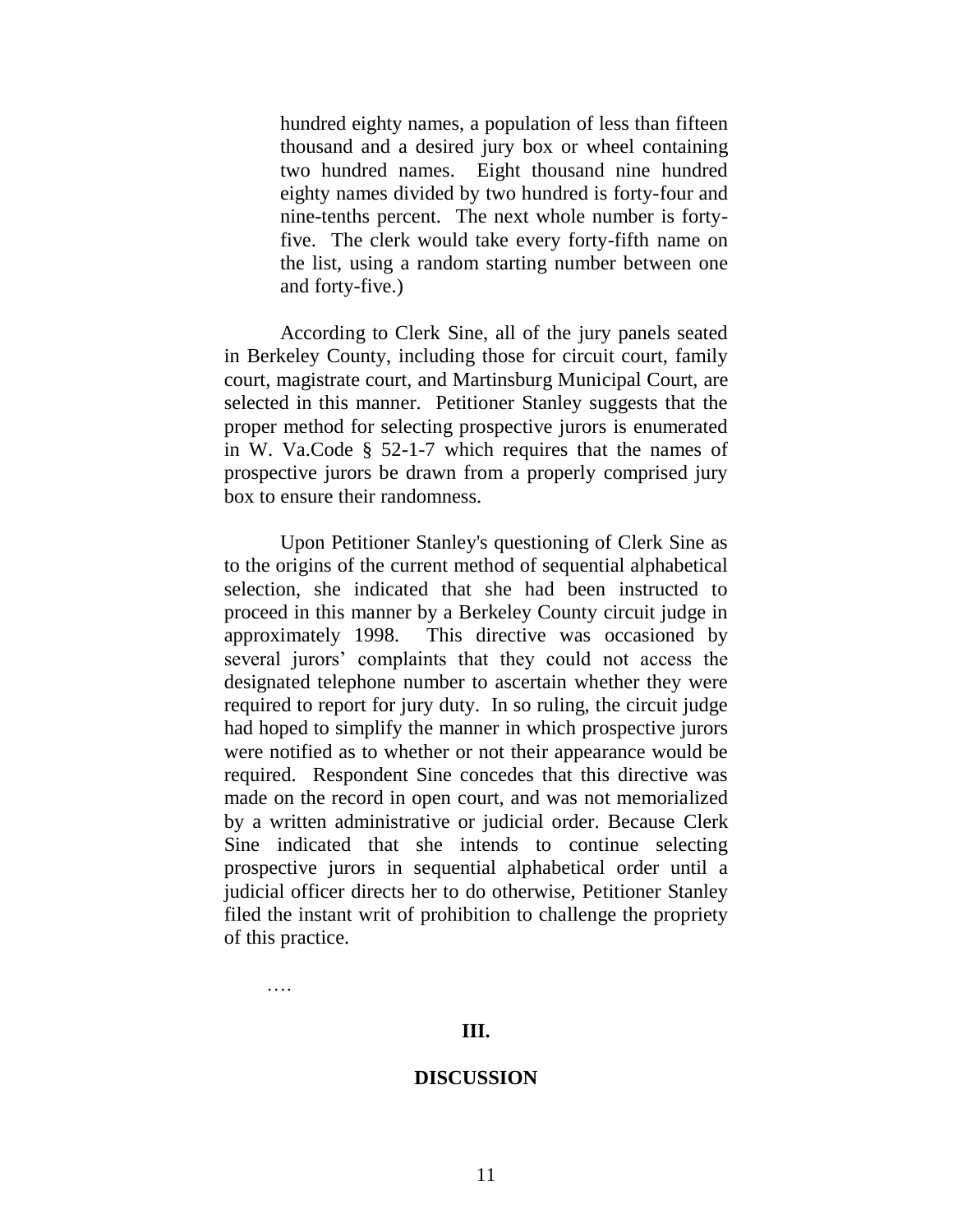> hundred eighty names, a population of less than fifteen thousand and a desired jury box or wheel containing two hundred names. Eight thousand nine hundred eighty names divided by two hundred is forty-four and nine-tenths percent. The next whole number is forty-five. The clerk would take every forty-fifth name on the list, using a random starting number between one and forty-five.)

According to Clerk Sine, all of the jury panels seated in Berkeley County, including those for circuit court, family court, magistrate court, and Martinsburg Municipal Court, are selected in this manner. Petitioner Stanley suggests that the proper method for selecting prospective jurors is enumerated in W. Va.Code § 52-1-7 which requires that the names of prospective jurors be drawn from a properly comprised jury box to ensure their randomness.

Upon Petitioner Stanley's questioning of Clerk Sine as to the origins of the current method of sequential alphabetical selection, she indicated that she had been instructed to proceed in this manner by a Berkeley County circuit judge in approximately 1998. This directive was occasioned by several jurors' complaints that they could not access the designated telephone number to ascertain whether they were required to report for jury duty. In so ruling, the circuit judge had hoped to simplify the manner in which prospective jurors were notified as to whether or not their appearance would be required. Respondent Sine concedes that this directive was made on the record in open court, and was not memorialized by a written administrative or judicial order. Because Clerk Sine indicated that she intends to continue selecting prospective jurors in sequential alphabetical order until a judicial officer directs her to do otherwise, Petitioner Stanley filed the instant writ of prohibition to challenge the propriety of this practice.

….

**III.**

**DISCUSSION**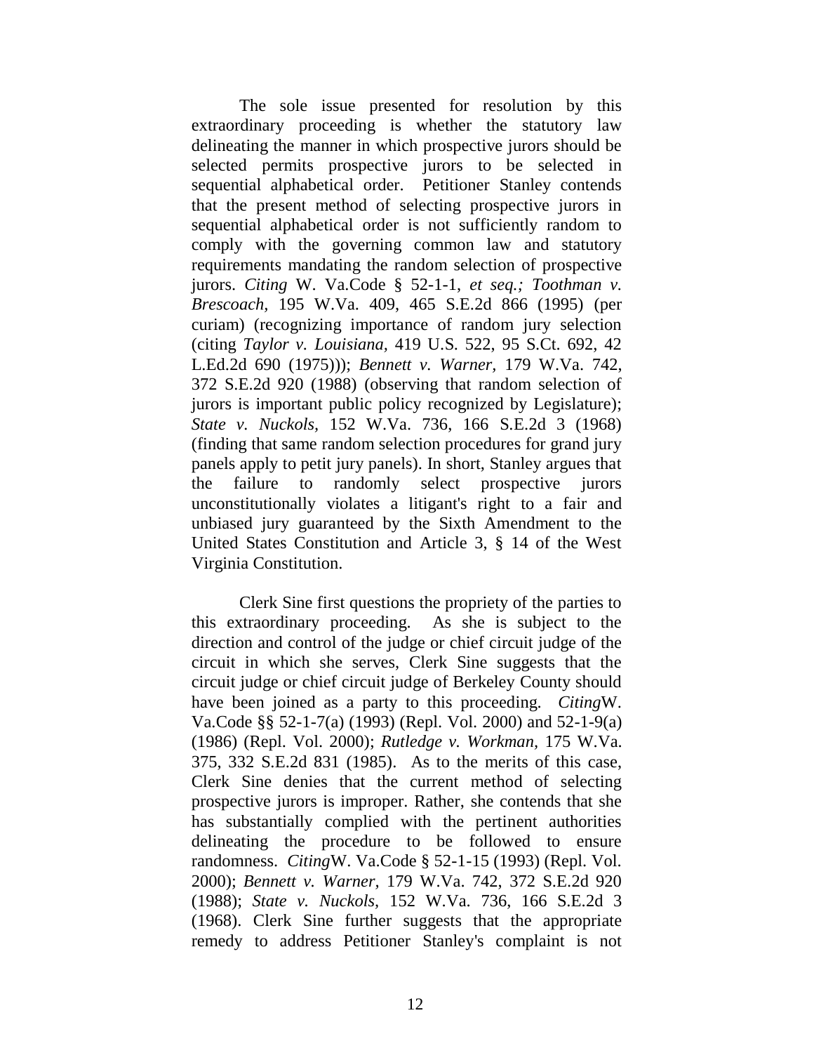The sole issue presented for resolution by this extraordinary proceeding is whether the statutory law delineating the manner in which prospective jurors should be selected permits prospective jurors to be selected in sequential alphabetical order. Petitioner Stanley contends that the present method of selecting prospective jurors in sequential alphabetical order is not sufficiently random to comply with the governing common law and statutory requirements mandating the random selection of prospective jurors. *Citing* W. Va.Code § 52-1-1, *et seq.; Toothman v. Brescoach*, 195 W.Va. 409, 465 S.E.2d 866 (1995) (per curiam) (recognizing importance of random jury selection (citing *Taylor v. Louisiana*, 419 U.S. 522, 95 S.Ct. 692, 42 L.Ed.2d 690 (1975))); *Bennett v. Warner*, 179 W.Va. 742, 372 S.E.2d 920 (1988) (observing that random selection of jurors is important public policy recognized by Legislature); *State v. Nuckols*, 152 W.Va. 736, 166 S.E.2d 3 (1968) (finding that same random selection procedures for grand jury panels apply to petit jury panels). In short, Stanley argues that the failure to randomly select prospective jurors unconstitutionally violates a litigant's right to a fair and unbiased jury guaranteed by the Sixth Amendment to the United States Constitution and Article 3, § 14 of the West Virginia Constitution.

Clerk Sine first questions the propriety of the parties to this extraordinary proceeding. As she is subject to the direction and control of the judge or chief circuit judge of the circuit in which she serves, Clerk Sine suggests that the circuit judge or chief circuit judge of Berkeley County should have been joined as a party to this proceeding. *Citing*W. Va.Code §§ 52-1-7(a) (1993) (Repl. Vol. 2000) and 52-1-9(a) (1986) (Repl. Vol. 2000); *Rutledge v. Workman,* 175 W.Va. 375, 332 S.E.2d 831 (1985). As to the merits of this case, Clerk Sine denies that the current method of selecting prospective jurors is improper. Rather, she contends that she has substantially complied with the pertinent authorities delineating the procedure to be followed to ensure randomness. *Citing*W. Va.Code § 52-1-15 (1993) (Repl. Vol. 2000); *Bennett v. Warner*, 179 W.Va. 742, 372 S.E.2d 920 (1988); *State v. Nuckols*, 152 W.Va. 736, 166 S.E.2d 3 (1968). Clerk Sine further suggests that the appropriate remedy to address Petitioner Stanley's complaint is not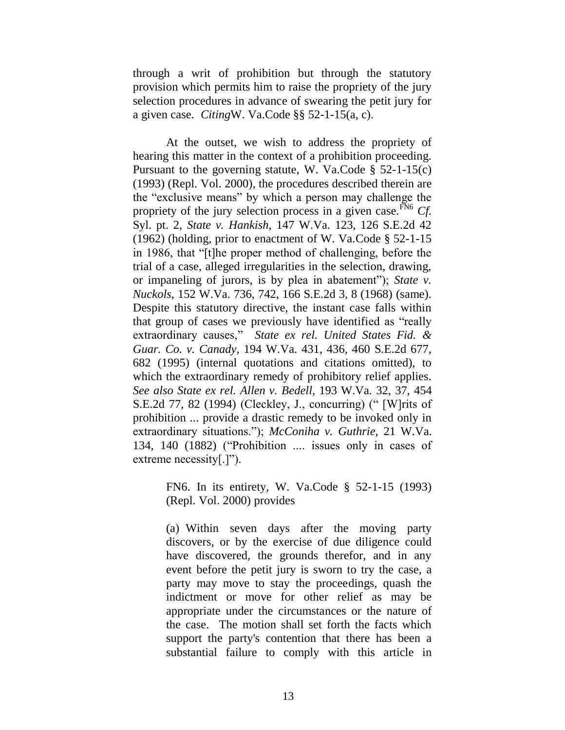through a writ of prohibition but through the statutory provision which permits him to raise the propriety of the jury selection procedures in advance of swearing the petit jury for a given case. *Citing*W. Va.Code §§ 52-1-15(a, c).

At the outset, we wish to address the propriety of hearing this matter in the context of a prohibition proceeding. Pursuant to the governing statute, W. Va.Code § 52-1-15(c) (1993) (Repl. Vol. 2000), the procedures described therein are the "exclusive means" by which a person may challenge the propriety of the jury selection process in a given case.[FN6] *Cf.* Syl. pt. 2, *State v. Hankish*, 147 W.Va. 123, 126 S.E.2d 42 (1962) (holding, prior to enactment of W. Va.Code § 52-1-15 in 1986, that "[t]he proper method of challenging, before the trial of a case, alleged irregularities in the selection, drawing, or impaneling of jurors, is by plea in abatement"); *State v. Nuckols*, 152 W.Va. 736, 742, 166 S.E.2d 3, 8 (1968) (same). Despite this statutory directive, the instant case falls within that group of cases we previously have identified as "really extraordinary causes," *State ex rel. United States Fid. & Guar. Co. v. Canady*, 194 W.Va. 431, 436, 460 S.E.2d 677, 682 (1995) (internal quotations and citations omitted), to which the extraordinary remedy of prohibitory relief applies. *See also State ex rel. Allen v. Bedell*, 193 W.Va. 32, 37, 454 S.E.2d 77, 82 (1994) (Cleckley, J., concurring) (" [W]rits of prohibition ... provide a drastic remedy to be invoked only in extraordinary situations."); *McConiha v. Guthrie*, 21 W.Va. 134, 140 (1882) ("Prohibition .... issues only in cases of extreme necessity[.]").

> FN6. In its entirety, W. Va.Code § 52-1-15 (1993) (Repl. Vol. 2000) provides
>
> (a) Within seven days after the moving party discovers, or by the exercise of due diligence could have discovered, the grounds therefor, and in any event before the petit jury is sworn to try the case, a party may move to stay the proceedings, quash the indictment or move for other relief as may be appropriate under the circumstances or the nature of the case. The motion shall set forth the facts which support the party's contention that there has been a substantial failure to comply with this article in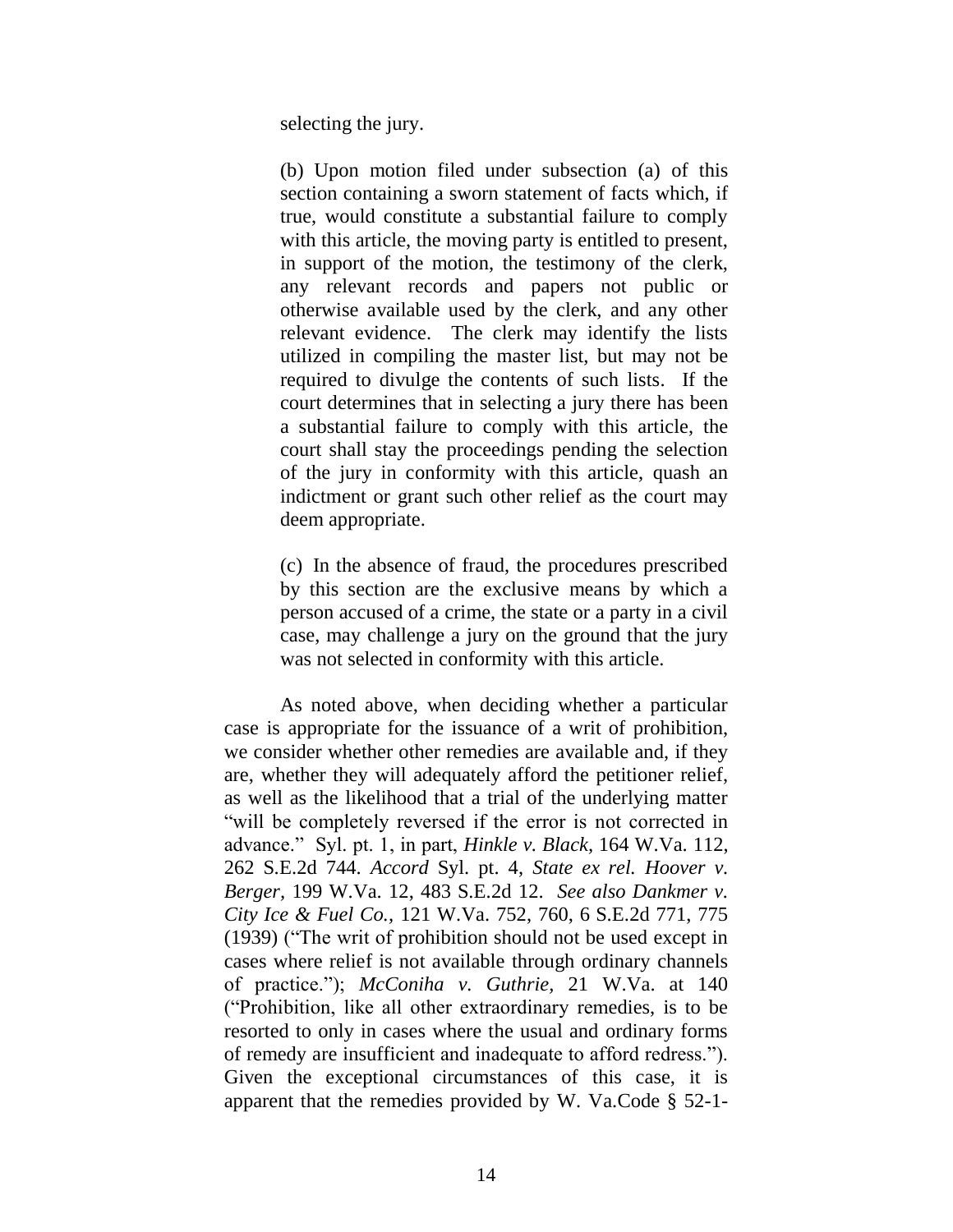selecting the jury.

> (b) Upon motion filed under subsection (a) of this section containing a sworn statement of facts which, if true, would constitute a substantial failure to comply with this article, the moving party is entitled to present, in support of the motion, the testimony of the clerk, any relevant records and papers not public or otherwise available used by the clerk, and any other relevant evidence. The clerk may identify the lists utilized in compiling the master list, but may not be required to divulge the contents of such lists. If the court determines that in selecting a jury there has been a substantial failure to comply with this article, the court shall stay the proceedings pending the selection of the jury in conformity with this article, quash an indictment or grant such other relief as the court may deem appropriate.
>
> (c) In the absence of fraud, the procedures prescribed by this section are the exclusive means by which a person accused of a crime, the state or a party in a civil case, may challenge a jury on the ground that the jury was not selected in conformity with this article.

As noted above, when deciding whether a particular case is appropriate for the issuance of a writ of prohibition, we consider whether other remedies are available and, if they are, whether they will adequately afford the petitioner relief, as well as the likelihood that a trial of the underlying matter "will be completely reversed if the error is not corrected in advance." Syl. pt. 1, in part, *Hinkle v. Black*, 164 W.Va. 112, 262 S.E.2d 744. *Accord* Syl. pt. 4, *State ex rel. Hoover v. Berger*, 199 W.Va. 12, 483 S.E.2d 12. *See also Dankmer v. City Ice & Fuel Co.*, 121 W.Va. 752, 760, 6 S.E.2d 771, 775 (1939) ("The writ of prohibition should not be used except in cases where relief is not available through ordinary channels of practice."); *McConiha v. Guthrie*, 21 W.Va. at 140 ("Prohibition, like all other extraordinary remedies, is to be resorted to only in cases where the usual and ordinary forms of remedy are insufficient and inadequate to afford redress."). Given the exceptional circumstances of this case, it is apparent that the remedies provided by W. Va.Code § 52-1-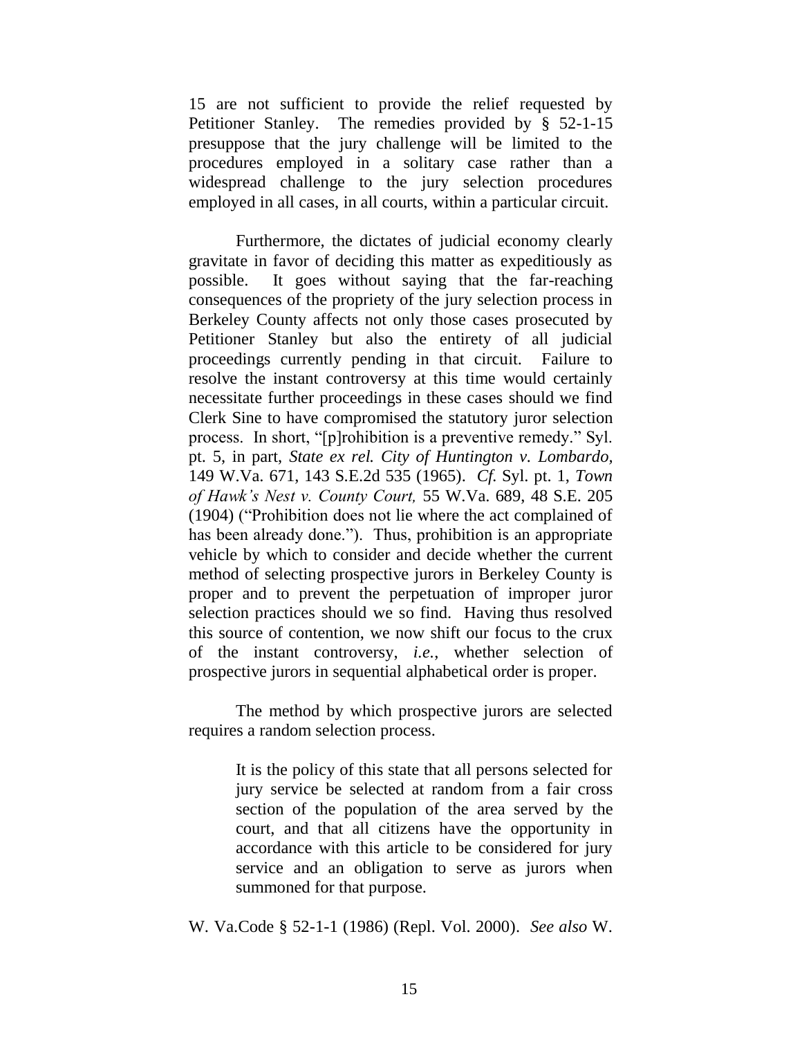15 are not sufficient to provide the relief requested by Petitioner Stanley. The remedies provided by § 52-1-15 presuppose that the jury challenge will be limited to the procedures employed in a solitary case rather than a widespread challenge to the jury selection procedures employed in all cases, in all courts, within a particular circuit.

Furthermore, the dictates of judicial economy clearly gravitate in favor of deciding this matter as expeditiously as possible. It goes without saying that the far-reaching consequences of the propriety of the jury selection process in Berkeley County affects not only those cases prosecuted by Petitioner Stanley but also the entirety of all judicial proceedings currently pending in that circuit. Failure to resolve the instant controversy at this time would certainly necessitate further proceedings in these cases should we find Clerk Sine to have compromised the statutory juror selection process. In short, "[p]rohibition is a preventive remedy." Syl. pt. 5, in part, *State ex rel. City of Huntington v. Lombardo,* 149 W.Va. 671, 143 S.E.2d 535 (1965). *Cf.* Syl. pt. 1, *Town of Hawk's Nest v. County Court,* 55 W.Va. 689, 48 S.E. 205 (1904) ("Prohibition does not lie where the act complained of has been already done."). Thus, prohibition is an appropriate vehicle by which to consider and decide whether the current method of selecting prospective jurors in Berkeley County is proper and to prevent the perpetuation of improper juror selection practices should we so find. Having thus resolved this source of contention, we now shift our focus to the crux of the instant controversy, *i.e.,* whether selection of prospective jurors in sequential alphabetical order is proper.

The method by which prospective jurors are selected requires a random selection process.

> It is the policy of this state that all persons selected for jury service be selected at random from a fair cross section of the population of the area served by the court, and that all citizens have the opportunity in accordance with this article to be considered for jury service and an obligation to serve as jurors when summoned for that purpose.

W. Va.Code § 52-1-1 (1986) (Repl. Vol. 2000). *See also* W.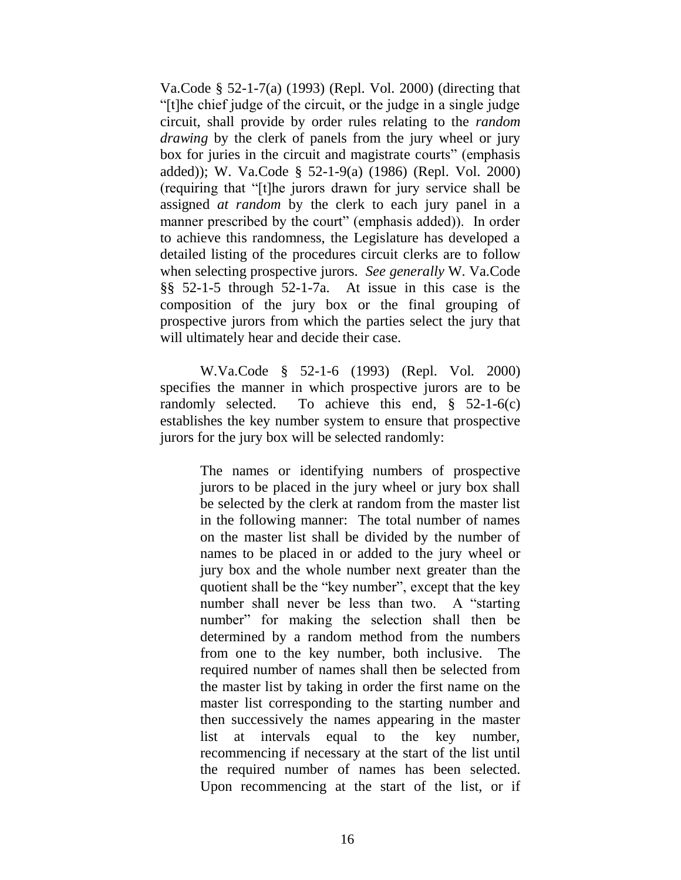Va.Code § 52-1-7(a) (1993) (Repl. Vol. 2000) (directing that "[t]he chief judge of the circuit, or the judge in a single judge circuit, shall provide by order rules relating to the *random drawing* by the clerk of panels from the jury wheel or jury box for juries in the circuit and magistrate courts" (emphasis added)); W. Va.Code § 52-1-9(a) (1986) (Repl. Vol. 2000) (requiring that "[t]he jurors drawn for jury service shall be assigned *at random* by the clerk to each jury panel in a manner prescribed by the court" (emphasis added)). In order to achieve this randomness, the Legislature has developed a detailed listing of the procedures circuit clerks are to follow when selecting prospective jurors. *See generally* W. Va.Code §§ 52-1-5 through 52-1-7a. At issue in this case is the composition of the jury box or the final grouping of prospective jurors from which the parties select the jury that will ultimately hear and decide their case.

W.Va.Code § 52-1-6 (1993) (Repl. Vol. 2000) specifies the manner in which prospective jurors are to be randomly selected. To achieve this end, § 52-1-6(c) establishes the key number system to ensure that prospective jurors for the jury box will be selected randomly:

> The names or identifying numbers of prospective jurors to be placed in the jury wheel or jury box shall be selected by the clerk at random from the master list in the following manner: The total number of names on the master list shall be divided by the number of names to be placed in or added to the jury wheel or jury box and the whole number next greater than the quotient shall be the "key number", except that the key number shall never be less than two. A "starting number" for making the selection shall then be determined by a random method from the numbers from one to the key number, both inclusive. The required number of names shall then be selected from the master list by taking in order the first name on the master list corresponding to the starting number and then successively the names appearing in the master list at intervals equal to the key number, recommencing if necessary at the start of the list until the required number of names has been selected. Upon recommencing at the start of the list, or if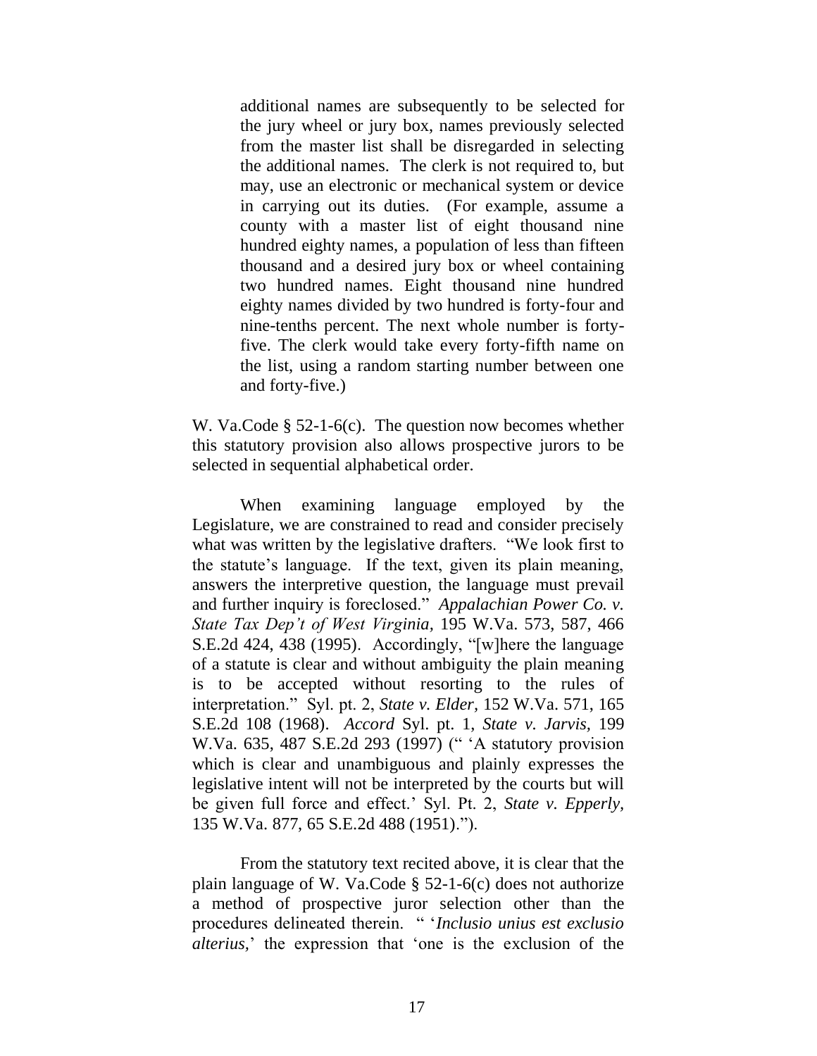> additional names are subsequently to be selected for the jury wheel or jury box, names previously selected from the master list shall be disregarded in selecting the additional names. The clerk is not required to, but may, use an electronic or mechanical system or device in carrying out its duties. (For example, assume a county with a master list of eight thousand nine hundred eighty names, a population of less than fifteen thousand and a desired jury box or wheel containing two hundred names. Eight thousand nine hundred eighty names divided by two hundred is forty-four and nine-tenths percent. The next whole number is forty-five. The clerk would take every forty-fifth name on the list, using a random starting number between one and forty-five.)

W. Va.Code § 52-1-6(c). The question now becomes whether this statutory provision also allows prospective jurors to be selected in sequential alphabetical order.

When examining language employed by the Legislature, we are constrained to read and consider precisely what was written by the legislative drafters. "We look first to the statute's language. If the text, given its plain meaning, answers the interpretive question, the language must prevail and further inquiry is foreclosed." *Appalachian Power Co. v. State Tax Dep't of West Virginia*, 195 W.Va. 573, 587, 466 S.E.2d 424, 438 (1995). Accordingly, "[w]here the language of a statute is clear and without ambiguity the plain meaning is to be accepted without resorting to the rules of interpretation." Syl. pt. 2, *State v. Elder*, 152 W.Va. 571, 165 S.E.2d 108 (1968). *Accord* Syl. pt. 1, *State v. Jarvis*, 199 W.Va. 635, 487 S.E.2d 293 (1997) (" 'A statutory provision which is clear and unambiguous and plainly expresses the legislative intent will not be interpreted by the courts but will be given full force and effect.' Syl. Pt. 2, *State v. Epperly*, 135 W.Va. 877, 65 S.E.2d 488 (1951).").

From the statutory text recited above, it is clear that the plain language of W. Va.Code § 52-1-6(c) does not authorize a method of prospective juror selection other than the procedures delineated therein. " '*Inclusio unius est exclusio alterius*,' the expression that 'one is the exclusion of the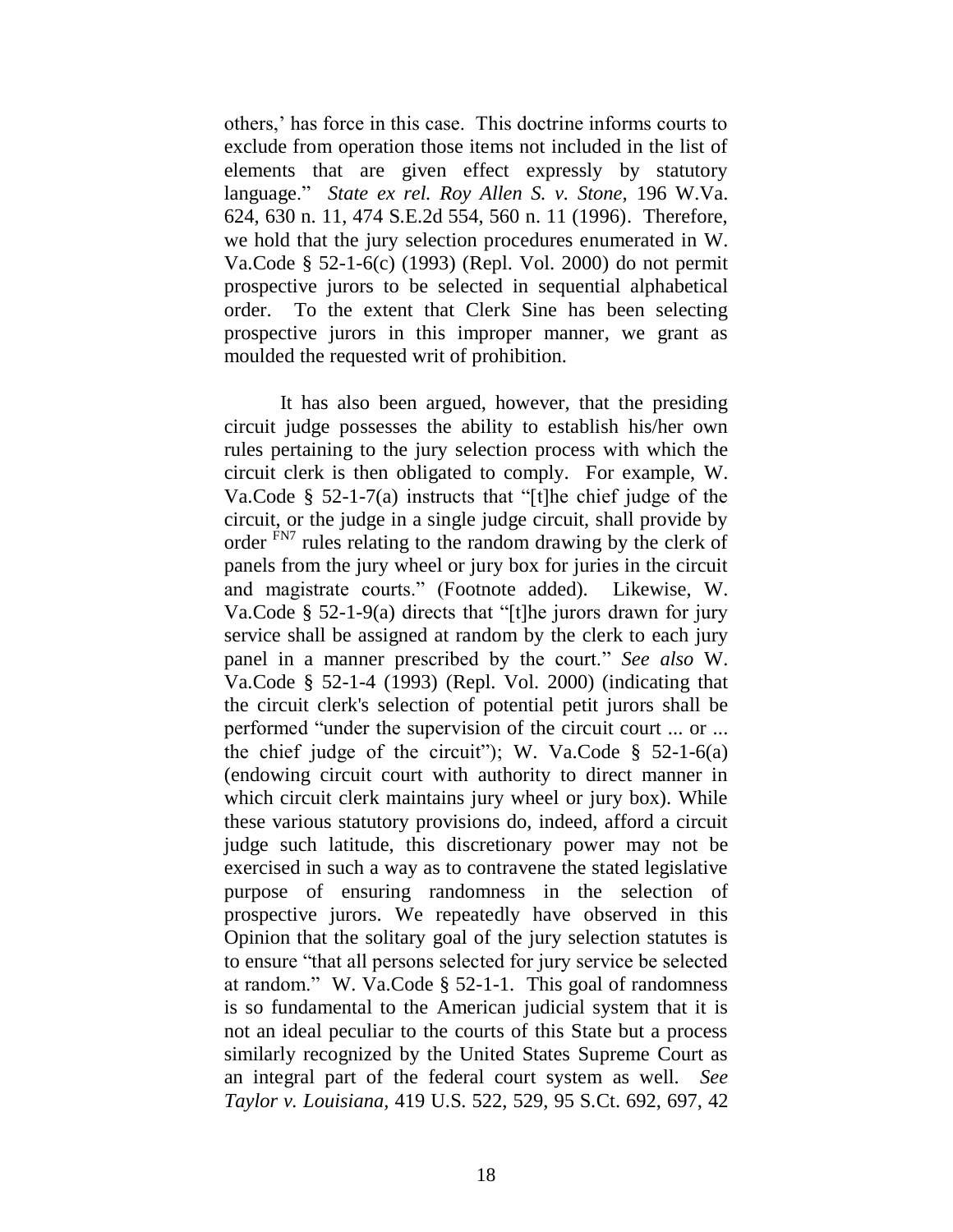others,' has force in this case. This doctrine informs courts to exclude from operation those items not included in the list of elements that are given effect expressly by statutory language." *State ex rel. Roy Allen S. v. Stone,* 196 W.Va. 624, 630 n. 11, 474 S.E.2d 554, 560 n. 11 (1996). Therefore, we hold that the jury selection procedures enumerated in W. Va.Code § 52-1-6(c) (1993) (Repl. Vol. 2000) do not permit prospective jurors to be selected in sequential alphabetical order. To the extent that Clerk Sine has been selecting prospective jurors in this improper manner, we grant as moulded the requested writ of prohibition.

It has also been argued, however, that the presiding circuit judge possesses the ability to establish his/her own rules pertaining to the jury selection process with which the circuit clerk is then obligated to comply. For example, W. Va.Code § 52-1-7(a) instructs that "[t]he chief judge of the circuit, or the judge in a single judge circuit, shall provide by order [FN7] rules relating to the random drawing by the clerk of panels from the jury wheel or jury box for juries in the circuit and magistrate courts." (Footnote added). Likewise, W. Va.Code § 52-1-9(a) directs that "[t]he jurors drawn for jury service shall be assigned at random by the clerk to each jury panel in a manner prescribed by the court." *See also* W. Va.Code § 52-1-4 (1993) (Repl. Vol. 2000) (indicating that the circuit clerk's selection of potential petit jurors shall be performed "under the supervision of the circuit court ... or ... the chief judge of the circuit"); W. Va.Code § 52-1-6(a) (endowing circuit court with authority to direct manner in which circuit clerk maintains jury wheel or jury box). While these various statutory provisions do, indeed, afford a circuit judge such latitude, this discretionary power may not be exercised in such a way as to contravene the stated legislative purpose of ensuring randomness in the selection of prospective jurors. We repeatedly have observed in this Opinion that the solitary goal of the jury selection statutes is to ensure "that all persons selected for jury service be selected at random." W. Va.Code § 52-1-1. This goal of randomness is so fundamental to the American judicial system that it is not an ideal peculiar to the courts of this State but a process similarly recognized by the United States Supreme Court as an integral part of the federal court system as well. *See Taylor v. Louisiana,* 419 U.S. 522, 529, 95 S.Ct. 692, 697, 42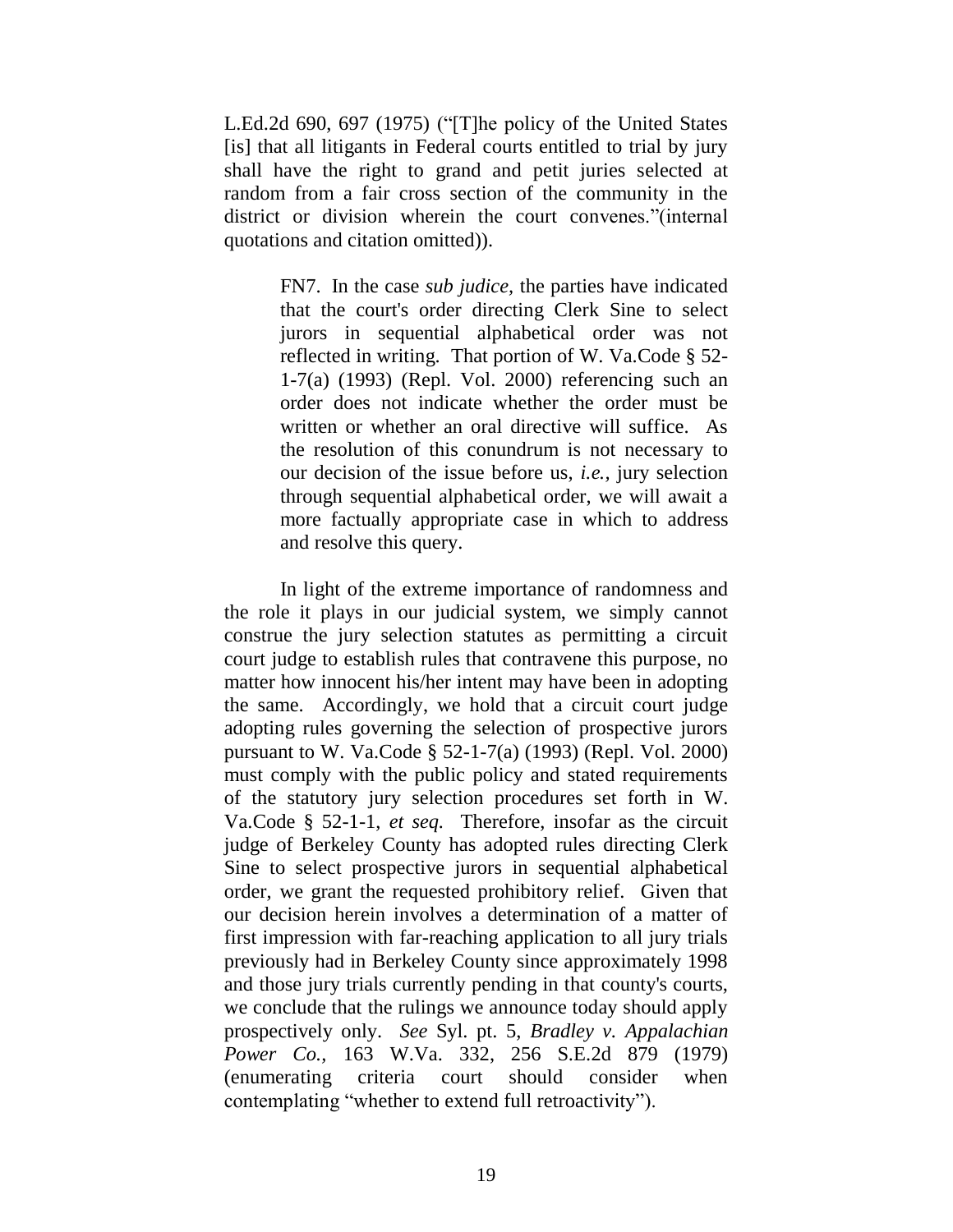L.Ed.2d 690, 697 (1975) ("[T]he policy of the United States [is] that all litigants in Federal courts entitled to trial by jury shall have the right to grand and petit juries selected at random from a fair cross section of the community in the district or division wherein the court convenes."(internal quotations and citation omitted)).

> FN7. In the case *sub judice,* the parties have indicated that the court's order directing Clerk Sine to select jurors in sequential alphabetical order was not reflected in writing. That portion of W. Va.Code § 52-1-7(a) (1993) (Repl. Vol. 2000) referencing such an order does not indicate whether the order must be written or whether an oral directive will suffice. As the resolution of this conundrum is not necessary to our decision of the issue before us, *i.e.,* jury selection through sequential alphabetical order, we will await a more factually appropriate case in which to address and resolve this query.

In light of the extreme importance of randomness and the role it plays in our judicial system, we simply cannot construe the jury selection statutes as permitting a circuit court judge to establish rules that contravene this purpose, no matter how innocent his/her intent may have been in adopting the same. Accordingly, we hold that a circuit court judge adopting rules governing the selection of prospective jurors pursuant to W. Va.Code § 52-1-7(a) (1993) (Repl. Vol. 2000) must comply with the public policy and stated requirements of the statutory jury selection procedures set forth in W. Va.Code § 52-1-1, *et seq.* Therefore, insofar as the circuit judge of Berkeley County has adopted rules directing Clerk Sine to select prospective jurors in sequential alphabetical order, we grant the requested prohibitory relief. Given that our decision herein involves a determination of a matter of first impression with far-reaching application to all jury trials previously had in Berkeley County since approximately 1998 and those jury trials currently pending in that county's courts, we conclude that the rulings we announce today should apply prospectively only. *See* Syl. pt. 5, *Bradley v. Appalachian Power Co.,* 163 W.Va. 332, 256 S.E.2d 879 (1979) (enumerating criteria court should consider when contemplating "whether to extend full retroactivity").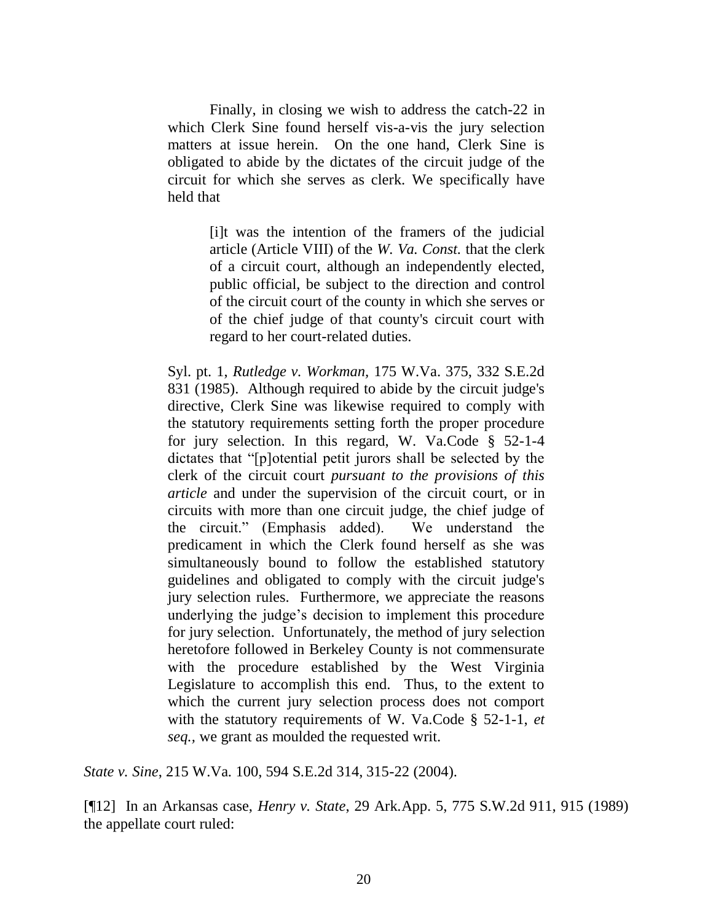> Finally, in closing we wish to address the catch-22 in which Clerk Sine found herself vis-a-vis the jury selection matters at issue herein. On the one hand, Clerk Sine is obligated to abide by the dictates of the circuit judge of the circuit for which she serves as clerk. We specifically have held that
>
> > [i]t was the intention of the framers of the judicial article (Article VIII) of the *W. Va. Const.* that the clerk of a circuit court, although an independently elected, public official, be subject to the direction and control of the circuit court of the county in which she serves or of the chief judge of that county's circuit court with regard to her court-related duties.
>
> Syl. pt. 1, *Rutledge v. Workman,* 175 W.Va. 375, 332 S.E.2d 831 (1985). Although required to abide by the circuit judge's directive, Clerk Sine was likewise required to comply with the statutory requirements setting forth the proper procedure for jury selection. In this regard, W. Va.Code § 52-1-4 dictates that "[p]otential petit jurors shall be selected by the clerk of the circuit court *pursuant to the provisions of this article* and under the supervision of the circuit court, or in circuits with more than one circuit judge, the chief judge of the circuit." (Emphasis added). We understand the predicament in which the Clerk found herself as she was simultaneously bound to follow the established statutory guidelines and obligated to comply with the circuit judge's jury selection rules. Furthermore, we appreciate the reasons underlying the judge's decision to implement this procedure for jury selection. Unfortunately, the method of jury selection heretofore followed in Berkeley County is not commensurate with the procedure established by the West Virginia Legislature to accomplish this end. Thus, to the extent to which the current jury selection process does not comport with the statutory requirements of W. Va.Code § 52-1-1, *et seq.*, we grant as moulded the requested writ.

*State v. Sine*, 215 W.Va. 100, 594 S.E.2d 314, 315-22 (2004).

[¶12] In an Arkansas case, *Henry v. State*, 29 Ark.App. 5, 775 S.W.2d 911, 915 (1989) the appellate court ruled: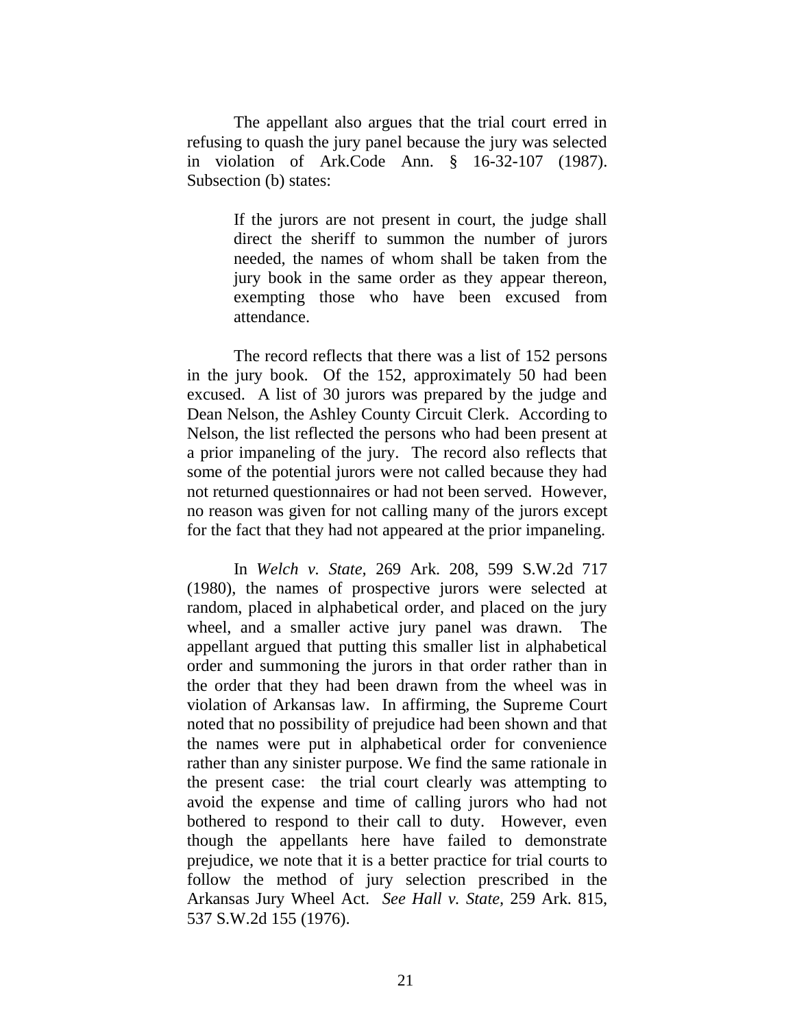The appellant also argues that the trial court erred in refusing to quash the jury panel because the jury was selected in violation of Ark.Code Ann. § 16-32-107 (1987). Subsection (b) states:

> If the jurors are not present in court, the judge shall direct the sheriff to summon the number of jurors needed, the names of whom shall be taken from the jury book in the same order as they appear thereon, exempting those who have been excused from attendance.

The record reflects that there was a list of 152 persons in the jury book. Of the 152, approximately 50 had been excused. A list of 30 jurors was prepared by the judge and Dean Nelson, the Ashley County Circuit Clerk. According to Nelson, the list reflected the persons who had been present at a prior impaneling of the jury. The record also reflects that some of the potential jurors were not called because they had not returned questionnaires or had not been served. However, no reason was given for not calling many of the jurors except for the fact that they had not appeared at the prior impaneling.

In *Welch v. State*, 269 Ark. 208, 599 S.W.2d 717 (1980), the names of prospective jurors were selected at random, placed in alphabetical order, and placed on the jury wheel, and a smaller active jury panel was drawn. The appellant argued that putting this smaller list in alphabetical order and summoning the jurors in that order rather than in the order that they had been drawn from the wheel was in violation of Arkansas law. In affirming, the Supreme Court noted that no possibility of prejudice had been shown and that the names were put in alphabetical order for convenience rather than any sinister purpose. We find the same rationale in the present case: the trial court clearly was attempting to avoid the expense and time of calling jurors who had not bothered to respond to their call to duty. However, even though the appellants here have failed to demonstrate prejudice, we note that it is a better practice for trial courts to follow the method of jury selection prescribed in the Arkansas Jury Wheel Act. *See Hall v. State*, 259 Ark. 815, 537 S.W.2d 155 (1976).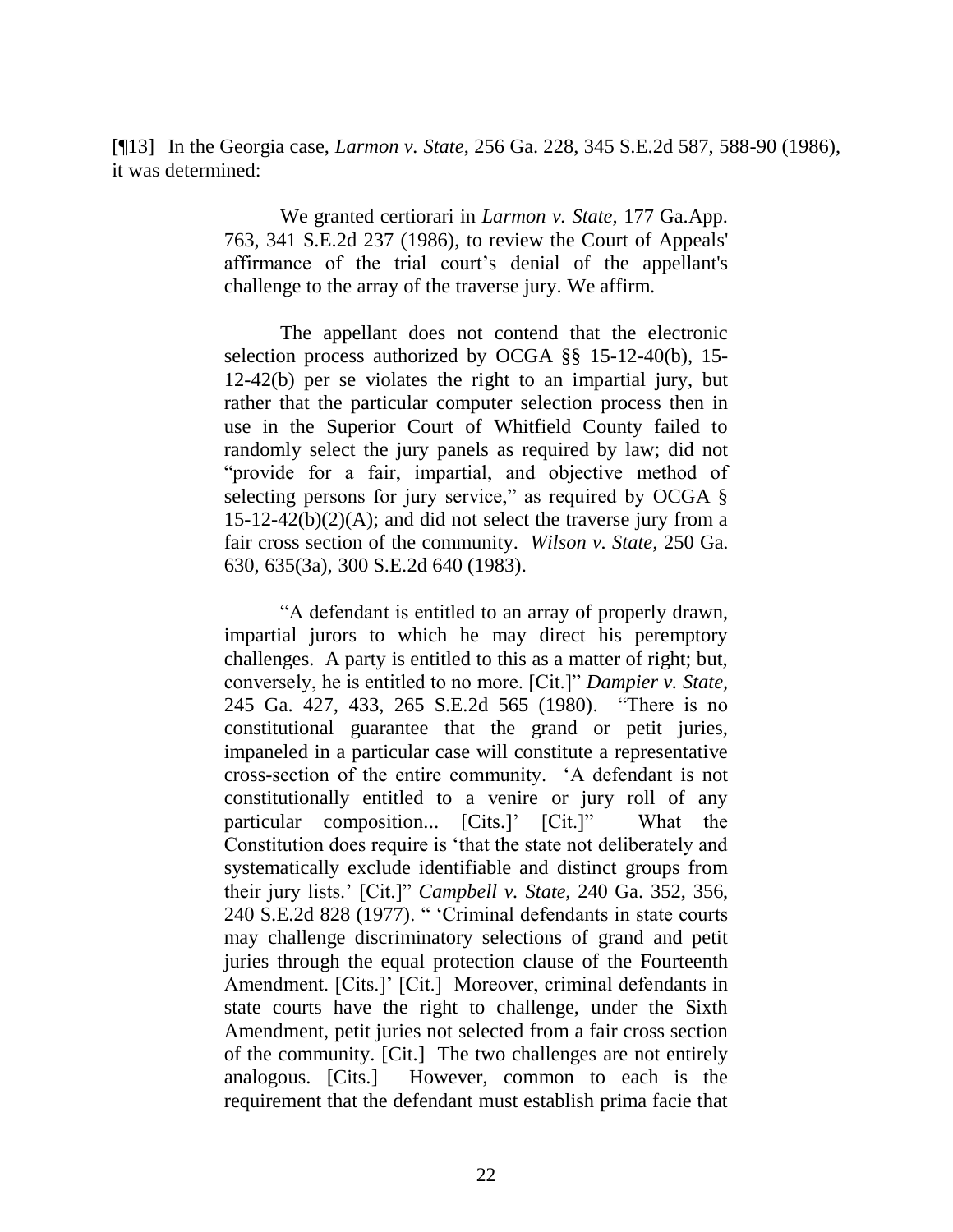[¶13] In the Georgia case, *Larmon v. State*, 256 Ga. 228, 345 S.E.2d 587, 588-90 (1986), it was determined:

> We granted certiorari in *Larmon v. State,* 177 Ga.App. 763, 341 S.E.2d 237 (1986), to review the Court of Appeals' affirmance of the trial court's denial of the appellant's challenge to the array of the traverse jury. We affirm.
>
> The appellant does not contend that the electronic selection process authorized by OCGA §§ 15-12-40(b), 15-12-42(b) per se violates the right to an impartial jury, but rather that the particular computer selection process then in use in the Superior Court of Whitfield County failed to randomly select the jury panels as required by law; did not "provide for a fair, impartial, and objective method of selecting persons for jury service," as required by OCGA § 15-12-42(b)(2)(A); and did not select the traverse jury from a fair cross section of the community. *Wilson v. State,* 250 Ga. 630, 635(3a), 300 S.E.2d 640 (1983).
>
> "A defendant is entitled to an array of properly drawn, impartial jurors to which he may direct his peremptory challenges. A party is entitled to this as a matter of right; but, conversely, he is entitled to no more. [Cit.]" *Dampier v. State,* 245 Ga. 427, 433, 265 S.E.2d 565 (1980). "There is no constitutional guarantee that the grand or petit juries, impaneled in a particular case will constitute a representative cross-section of the entire community. 'A defendant is not constitutionally entitled to a venire or jury roll of any particular composition... [Cits.]' [Cit.]" What the Constitution does require is 'that the state not deliberately and systematically exclude identifiable and distinct groups from their jury lists.' [Cit.]" *Campbell v. State,* 240 Ga. 352, 356, 240 S.E.2d 828 (1977). " 'Criminal defendants in state courts may challenge discriminatory selections of grand and petit juries through the equal protection clause of the Fourteenth Amendment. [Cits.]' [Cit.] Moreover, criminal defendants in state courts have the right to challenge, under the Sixth Amendment, petit juries not selected from a fair cross section of the community. [Cit.] The two challenges are not entirely analogous. [Cits.] However, common to each is the requirement that the defendant must establish prima facie that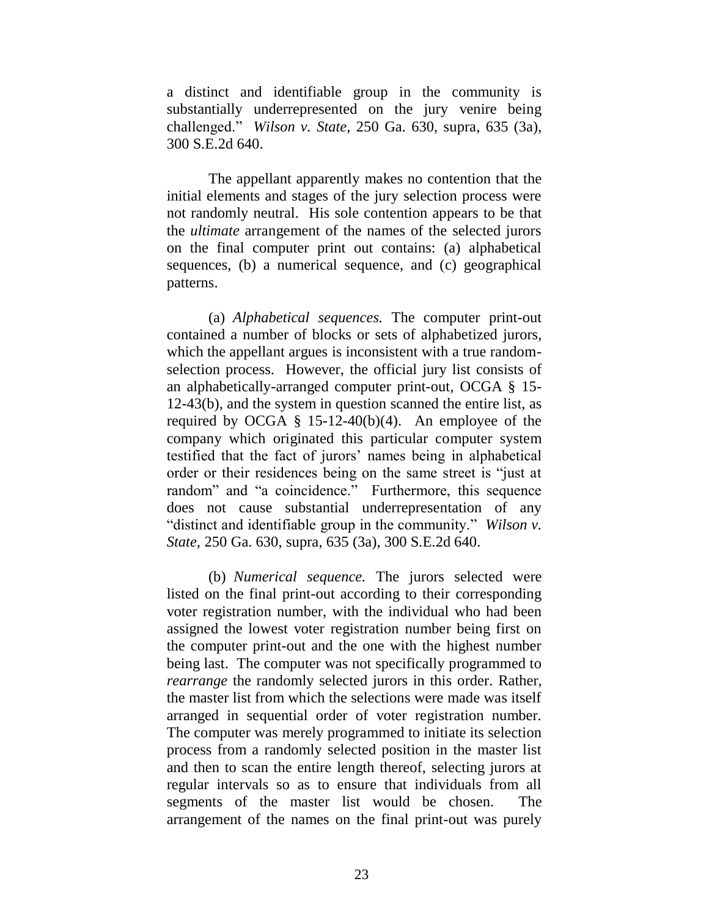a distinct and identifiable group in the community is substantially underrepresented on the jury venire being challenged." *Wilson v. State,* 250 Ga. 630, supra, 635 (3a), 300 S.E.2d 640.

The appellant apparently makes no contention that the initial elements and stages of the jury selection process were not randomly neutral. His sole contention appears to be that the *ultimate* arrangement of the names of the selected jurors on the final computer print out contains: (a) alphabetical sequences, (b) a numerical sequence, and (c) geographical patterns.

(a) *Alphabetical sequences.* The computer print-out contained a number of blocks or sets of alphabetized jurors, which the appellant argues is inconsistent with a true random-selection process. However, the official jury list consists of an alphabetically-arranged computer print-out, OCGA § 15-12-43(b), and the system in question scanned the entire list, as required by OCGA § 15-12-40(b)(4). An employee of the company which originated this particular computer system testified that the fact of jurors' names being in alphabetical order or their residences being on the same street is "just at random" and "a coincidence." Furthermore, this sequence does not cause substantial underrepresentation of any "distinct and identifiable group in the community." *Wilson v. State*, 250 Ga. 630, supra, 635 (3a), 300 S.E.2d 640.

(b) *Numerical sequence.* The jurors selected were listed on the final print-out according to their corresponding voter registration number, with the individual who had been assigned the lowest voter registration number being first on the computer print-out and the one with the highest number being last. The computer was not specifically programmed to *rearrange* the randomly selected jurors in this order. Rather, the master list from which the selections were made was itself arranged in sequential order of voter registration number. The computer was merely programmed to initiate its selection process from a randomly selected position in the master list and then to scan the entire length thereof, selecting jurors at regular intervals so as to ensure that individuals from all segments of the master list would be chosen. The arrangement of the names on the final print-out was purely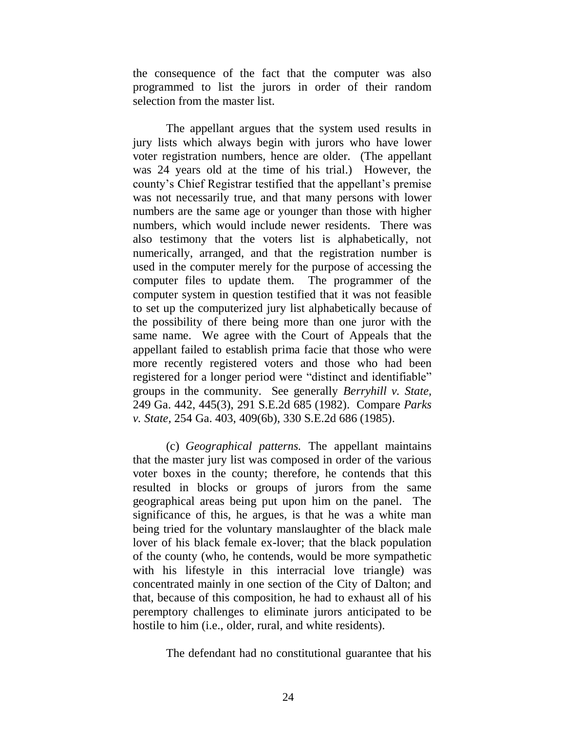the consequence of the fact that the computer was also programmed to list the jurors in order of their random selection from the master list.

The appellant argues that the system used results in jury lists which always begin with jurors who have lower voter registration numbers, hence are older. (The appellant was 24 years old at the time of his trial.) However, the county's Chief Registrar testified that the appellant's premise was not necessarily true, and that many persons with lower numbers are the same age or younger than those with higher numbers, which would include newer residents. There was also testimony that the voters list is alphabetically, not numerically, arranged, and that the registration number is used in the computer merely for the purpose of accessing the computer files to update them. The programmer of the computer system in question testified that it was not feasible to set up the computerized jury list alphabetically because of the possibility of there being more than one juror with the same name. We agree with the Court of Appeals that the appellant failed to establish prima facie that those who were more recently registered voters and those who had been registered for a longer period were "distinct and identifiable" groups in the community. See generally *Berryhill v. State*, 249 Ga. 442, 445(3), 291 S.E.2d 685 (1982). Compare *Parks v. State*, 254 Ga. 403, 409(6b), 330 S.E.2d 686 (1985).

(c) *Geographical patterns.* The appellant maintains that the master jury list was composed in order of the various voter boxes in the county; therefore, he contends that this resulted in blocks or groups of jurors from the same geographical areas being put upon him on the panel. The significance of this, he argues, is that he was a white man being tried for the voluntary manslaughter of the black male lover of his black female ex-lover; that the black population of the county (who, he contends, would be more sympathetic with his lifestyle in this interracial love triangle) was concentrated mainly in one section of the City of Dalton; and that, because of this composition, he had to exhaust all of his peremptory challenges to eliminate jurors anticipated to be hostile to him (i.e., older, rural, and white residents).

The defendant had no constitutional guarantee that his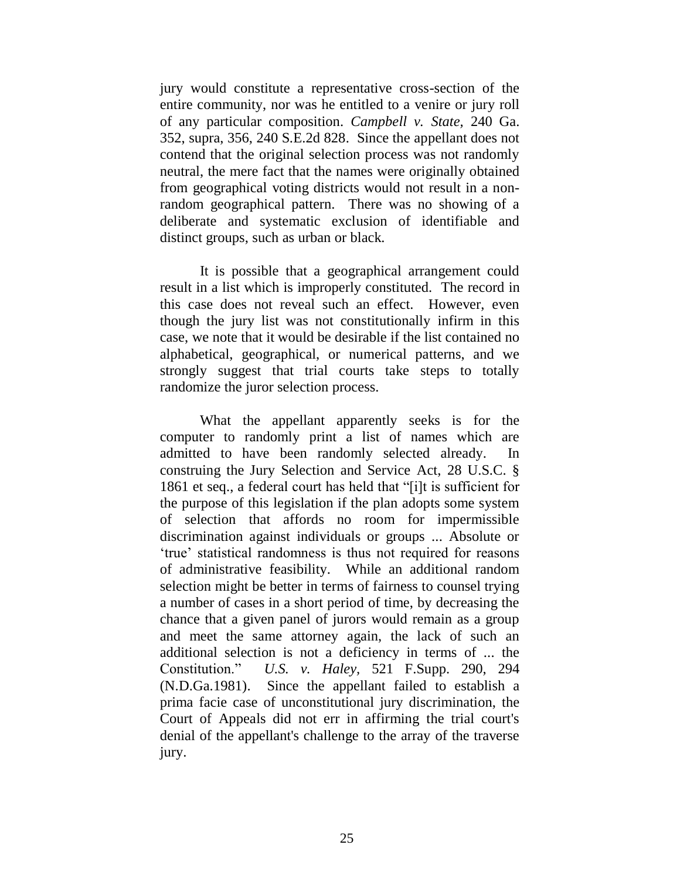jury would constitute a representative cross-section of the entire community, nor was he entitled to a venire or jury roll of any particular composition. *Campbell v. State,* 240 Ga. 352, supra, 356, 240 S.E.2d 828. Since the appellant does not contend that the original selection process was not randomly neutral, the mere fact that the names were originally obtained from geographical voting districts would not result in a non-random geographical pattern. There was no showing of a deliberate and systematic exclusion of identifiable and distinct groups, such as urban or black.

It is possible that a geographical arrangement could result in a list which is improperly constituted. The record in this case does not reveal such an effect. However, even though the jury list was not constitutionally infirm in this case, we note that it would be desirable if the list contained no alphabetical, geographical, or numerical patterns, and we strongly suggest that trial courts take steps to totally randomize the juror selection process.

What the appellant apparently seeks is for the computer to randomly print a list of names which are admitted to have been randomly selected already. In construing the Jury Selection and Service Act, 28 U.S.C. § 1861 et seq., a federal court has held that "[i]t is sufficient for the purpose of this legislation if the plan adopts some system of selection that affords no room for impermissible discrimination against individuals or groups ... Absolute or 'true' statistical randomness is thus not required for reasons of administrative feasibility. While an additional random selection might be better in terms of fairness to counsel trying a number of cases in a short period of time, by decreasing the chance that a given panel of jurors would remain as a group and meet the same attorney again, the lack of such an additional selection is not a deficiency in terms of ... the Constitution." *U.S. v. Haley,* 521 F.Supp. 290, 294 (N.D.Ga.1981). Since the appellant failed to establish a prima facie case of unconstitutional jury discrimination, the Court of Appeals did not err in affirming the trial court's denial of the appellant's challenge to the array of the traverse jury.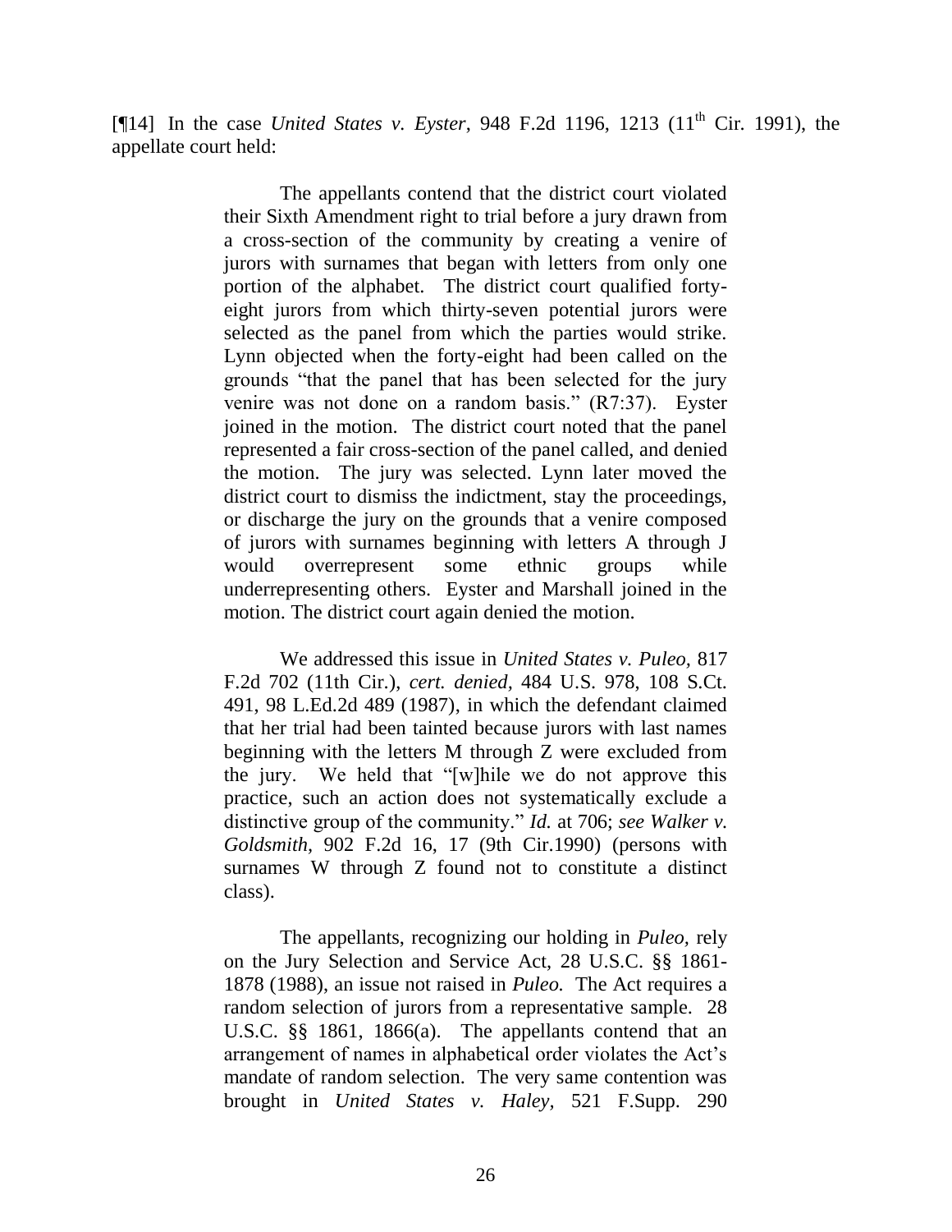[¶14] In the case *United States v. Eyster*, 948 F.2d 1196, 1213 (11th Cir. 1991), the appellate court held:

> The appellants contend that the district court violated their Sixth Amendment right to trial before a jury drawn from a cross-section of the community by creating a venire of jurors with surnames that began with letters from only one portion of the alphabet. The district court qualified forty-eight jurors from which thirty-seven potential jurors were selected as the panel from which the parties would strike. Lynn objected when the forty-eight had been called on the grounds "that the panel that has been selected for the jury venire was not done on a random basis." (R7:37). Eyster joined in the motion. The district court noted that the panel represented a fair cross-section of the panel called, and denied the motion. The jury was selected. Lynn later moved the district court to dismiss the indictment, stay the proceedings, or discharge the jury on the grounds that a venire composed of jurors with surnames beginning with letters A through J would overrepresent some ethnic groups while underrepresenting others. Eyster and Marshall joined in the motion. The district court again denied the motion.
>
> We addressed this issue in *United States v. Puleo,* 817 F.2d 702 (11th Cir.), *cert. denied,* 484 U.S. 978, 108 S.Ct. 491, 98 L.Ed.2d 489 (1987), in which the defendant claimed that her trial had been tainted because jurors with last names beginning with the letters M through Z were excluded from the jury. We held that "[w]hile we do not approve this practice, such an action does not systematically exclude a distinctive group of the community." *Id.* at 706; *see Walker v. Goldsmith,* 902 F.2d 16, 17 (9th Cir.1990) (persons with surnames W through Z found not to constitute a distinct class).
>
> The appellants, recognizing our holding in *Puleo,* rely on the Jury Selection and Service Act, 28 U.S.C. §§ 1861-1878 (1988), an issue not raised in *Puleo.* The Act requires a random selection of jurors from a representative sample. 28 U.S.C. §§ 1861, 1866(a). The appellants contend that an arrangement of names in alphabetical order violates the Act's mandate of random selection. The very same contention was brought in *United States v. Haley,* 521 F.Supp. 290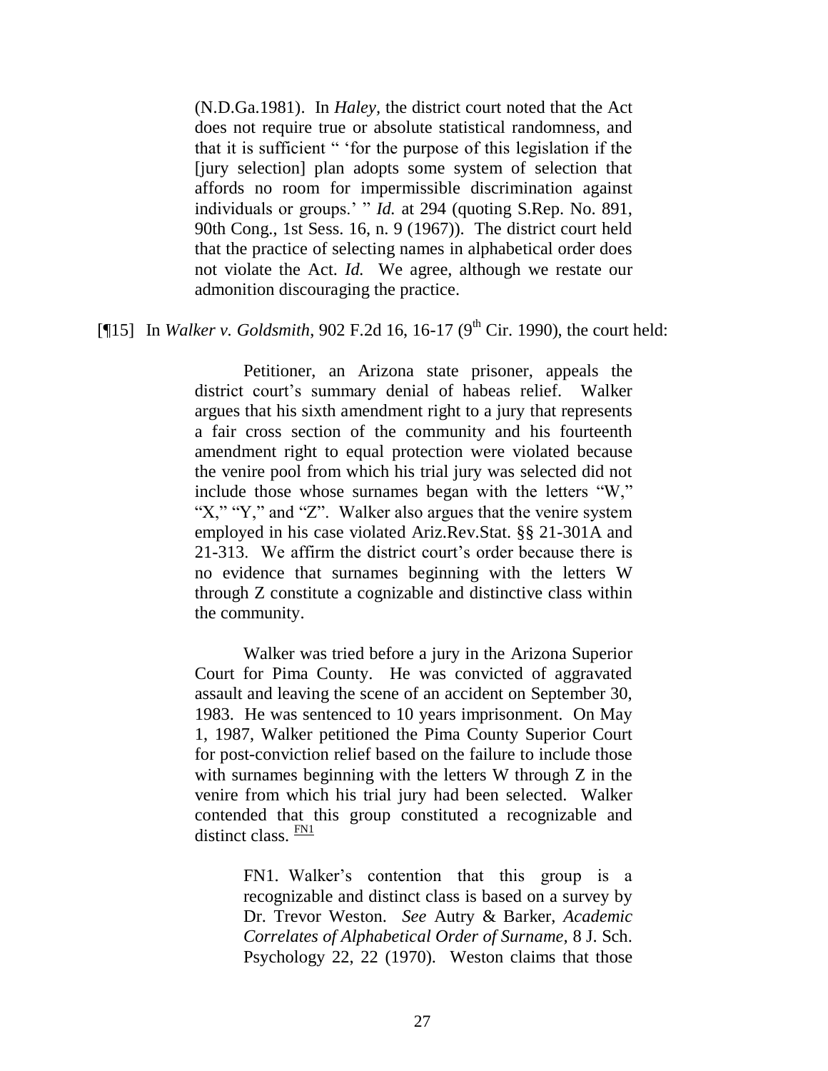(N.D.Ga.1981). In *Haley*, the district court noted that the Act does not require true or absolute statistical randomness, and that it is sufficient " 'for the purpose of this legislation if the [jury selection] plan adopts some system of selection that affords no room for impermissible discrimination against individuals or groups.' " *Id.* at 294 (quoting S.Rep. No. 891, 90th Cong., 1st Sess. 16, n. 9 (1967)). The district court held that the practice of selecting names in alphabetical order does not violate the Act. *Id.* We agree, although we restate our admonition discouraging the practice.

[¶15] In *Walker v. Goldsmith*, 902 F.2d 16, 16-17 (9th Cir. 1990), the court held:

> Petitioner, an Arizona state prisoner, appeals the district court's summary denial of habeas relief. Walker argues that his sixth amendment right to a jury that represents a fair cross section of the community and his fourteenth amendment right to equal protection were violated because the venire pool from which his trial jury was selected did not include those whose surnames began with the letters "W," "X," "Y," and "Z". Walker also argues that the venire system employed in his case violated Ariz.Rev.Stat. §§ 21-301A and 21-313. We affirm the district court's order because there is no evidence that surnames beginning with the letters W through Z constitute a cognizable and distinctive class within the community.
>
> Walker was tried before a jury in the Arizona Superior Court for Pima County. He was convicted of aggravated assault and leaving the scene of an accident on September 30, 1983. He was sentenced to 10 years imprisonment. On May 1, 1987, Walker petitioned the Pima County Superior Court for post-conviction relief based on the failure to include those with surnames beginning with the letters W through Z in the venire from which his trial jury had been selected. Walker contended that this group constituted a recognizable and distinct class. [FN1]
>
> > FN1. Walker's contention that this group is a recognizable and distinct class is based on a survey by Dr. Trevor Weston. *See* Autry & Barker, *Academic Correlates of Alphabetical Order of Surname,* 8 J. Sch. Psychology 22, 22 (1970). Weston claims that those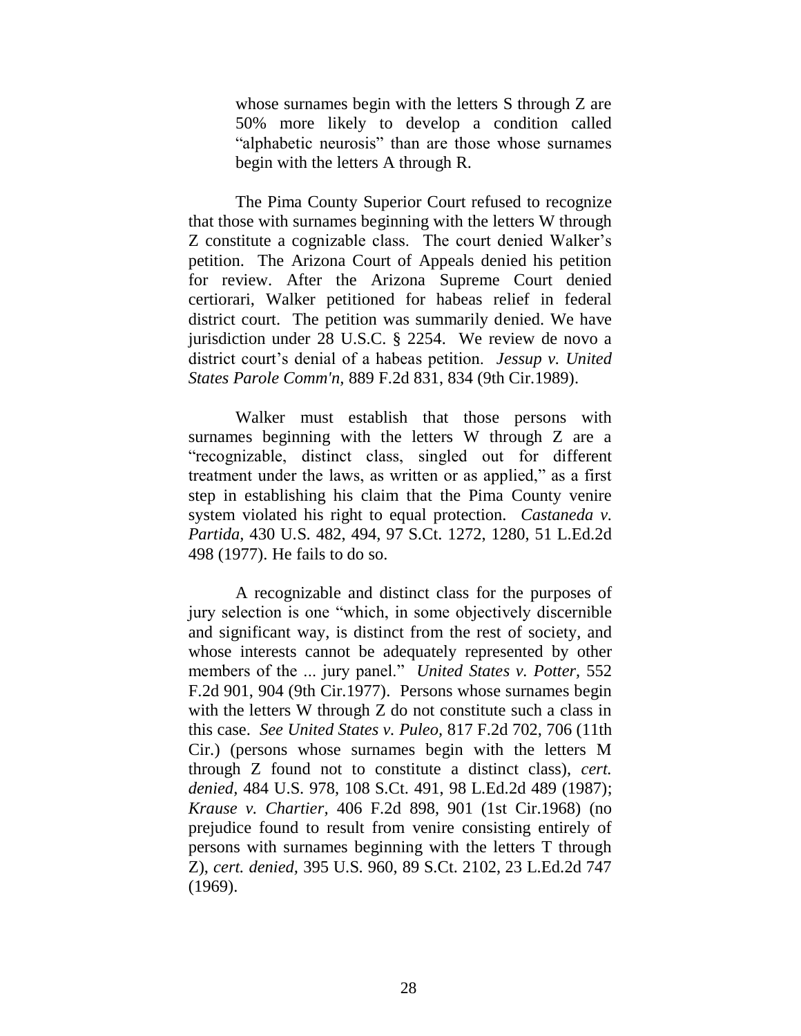> whose surnames begin with the letters S through Z are 50% more likely to develop a condition called "alphabetic neurosis" than are those whose surnames begin with the letters A through R.

The Pima County Superior Court refused to recognize that those with surnames beginning with the letters W through Z constitute a cognizable class. The court denied Walker's petition. The Arizona Court of Appeals denied his petition for review. After the Arizona Supreme Court denied certiorari, Walker petitioned for habeas relief in federal district court. The petition was summarily denied. We have jurisdiction under 28 U.S.C. § 2254. We review de novo a district court's denial of a habeas petition. *Jessup v. United States Parole Comm'n,* 889 F.2d 831, 834 (9th Cir.1989).

Walker must establish that those persons with surnames beginning with the letters W through Z are a "recognizable, distinct class, singled out for different treatment under the laws, as written or as applied," as a first step in establishing his claim that the Pima County venire system violated his right to equal protection. *Castaneda v. Partida,* 430 U.S. 482, 494, 97 S.Ct. 1272, 1280, 51 L.Ed.2d 498 (1977). He fails to do so.

A recognizable and distinct class for the purposes of jury selection is one "which, in some objectively discernible and significant way, is distinct from the rest of society, and whose interests cannot be adequately represented by other members of the ... jury panel." *United States v. Potter*, 552 F.2d 901, 904 (9th Cir.1977). Persons whose surnames begin with the letters W through Z do not constitute such a class in this case. *See United States v. Puleo,* 817 F.2d 702, 706 (11th Cir.) (persons whose surnames begin with the letters M through Z found not to constitute a distinct class), *cert. denied,* 484 U.S. 978, 108 S.Ct. 491, 98 L.Ed.2d 489 (1987); *Krause v. Chartier,* 406 F.2d 898, 901 (1st Cir.1968) (no prejudice found to result from venire consisting entirely of persons with surnames beginning with the letters T through Z), *cert. denied,* 395 U.S. 960, 89 S.Ct. 2102, 23 L.Ed.2d 747 (1969).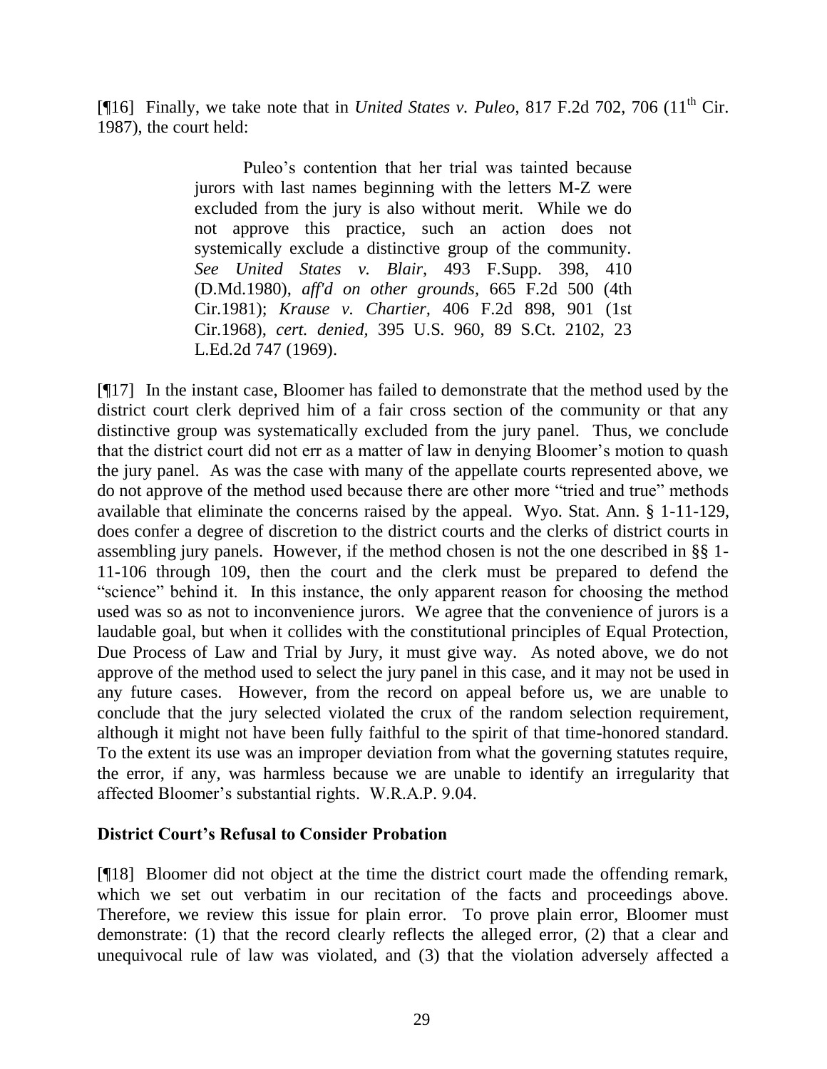[¶16] Finally, we take note that in *United States v. Puleo*, 817 F.2d 702, 706 (11th Cir. 1987), the court held:

> Puleo's contention that her trial was tainted because jurors with last names beginning with the letters M-Z were excluded from the jury is also without merit. While we do not approve this practice, such an action does not systemically exclude a distinctive group of the community. *See United States v. Blair*, 493 F.Supp. 398, 410 (D.Md.1980), *aff'd on other grounds*, 665 F.2d 500 (4th Cir.1981); *Krause v. Chartier*, 406 F.2d 898, 901 (1st Cir.1968), *cert. denied*, 395 U.S. 960, 89 S.Ct. 2102, 23 L.Ed.2d 747 (1969).

[¶17] In the instant case, Bloomer has failed to demonstrate that the method used by the district court clerk deprived him of a fair cross section of the community or that any distinctive group was systematically excluded from the jury panel. Thus, we conclude that the district court did not err as a matter of law in denying Bloomer's motion to quash the jury panel. As was the case with many of the appellate courts represented above, we do not approve of the method used because there are other more "tried and true" methods available that eliminate the concerns raised by the appeal. Wyo. Stat. Ann. § 1-11-129, does confer a degree of discretion to the district courts and the clerks of district courts in assembling jury panels. However, if the method chosen is not the one described in §§ 1-11-106 through 109, then the court and the clerk must be prepared to defend the "science" behind it. In this instance, the only apparent reason for choosing the method used was so as not to inconvenience jurors. We agree that the convenience of jurors is a laudable goal, but when it collides with the constitutional principles of Equal Protection, Due Process of Law and Trial by Jury, it must give way. As noted above, we do not approve of the method used to select the jury panel in this case, and it may not be used in any future cases. However, from the record on appeal before us, we are unable to conclude that the jury selected violated the crux of the random selection requirement, although it might not have been fully faithful to the spirit of that time-honored standard. To the extent its use was an improper deviation from what the governing statutes require, the error, if any, was harmless because we are unable to identify an irregularity that affected Bloomer's substantial rights. W.R.A.P. 9.04.

**District Court's Refusal to Consider Probation**

[¶18] Bloomer did not object at the time the district court made the offending remark, which we set out verbatim in our recitation of the facts and proceedings above. Therefore, we review this issue for plain error. To prove plain error, Bloomer must demonstrate: (1) that the record clearly reflects the alleged error, (2) that a clear and unequivocal rule of law was violated, and (3) that the violation adversely affected a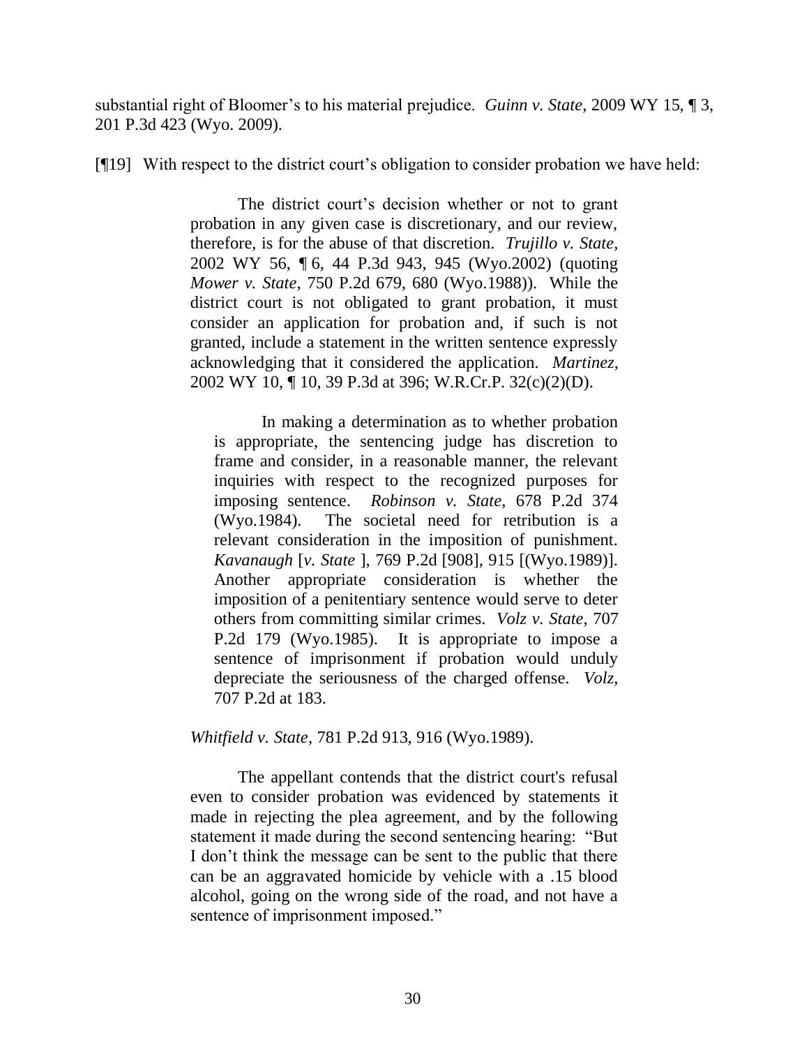substantial right of Bloomer's to his material prejudice. *Guinn v. State*, 2009 WY 15, ¶ 3, 201 P.3d 423 (Wyo. 2009).

[¶19] With respect to the district court's obligation to consider probation we have held:

> The district court's decision whether or not to grant probation in any given case is discretionary, and our review, therefore, is for the abuse of that discretion. *Trujillo v. State*, 2002 WY 56, ¶ 6, 44 P.3d 943, 945 (Wyo.2002) (quoting *Mower v. State*, 750 P.2d 679, 680 (Wyo.1988)). While the district court is not obligated to grant probation, it must consider an application for probation and, if such is not granted, include a statement in the written sentence expressly acknowledging that it considered the application. *Martinez*, 2002 WY 10, ¶ 10, 39 P.3d at 396; W.R.Cr.P. 32(c)(2)(D).
>
> > In making a determination as to whether probation is appropriate, the sentencing judge has discretion to frame and consider, in a reasonable manner, the relevant inquiries with respect to the recognized purposes for imposing sentence. *Robinson v. State*, 678 P.2d 374 (Wyo.1984). The societal need for retribution is a relevant consideration in the imposition of punishment. *Kavanaugh* [*v. State* ], 769 P.2d [908], 915 [(Wyo.1989)]. Another appropriate consideration is whether the imposition of a penitentiary sentence would serve to deter others from committing similar crimes. *Volz v. State*, 707 P.2d 179 (Wyo.1985). It is appropriate to impose a sentence of imprisonment if probation would unduly depreciate the seriousness of the charged offense. *Volz*, 707 P.2d at 183.
>
> *Whitfield v. State*, 781 P.2d 913, 916 (Wyo.1989).
>
> The appellant contends that the district court's refusal even to consider probation was evidenced by statements it made in rejecting the plea agreement, and by the following statement it made during the second sentencing hearing: "But I don't think the message can be sent to the public that there can be an aggravated homicide by vehicle with a .15 blood alcohol, going on the wrong side of the road, and not have a sentence of imprisonment imposed."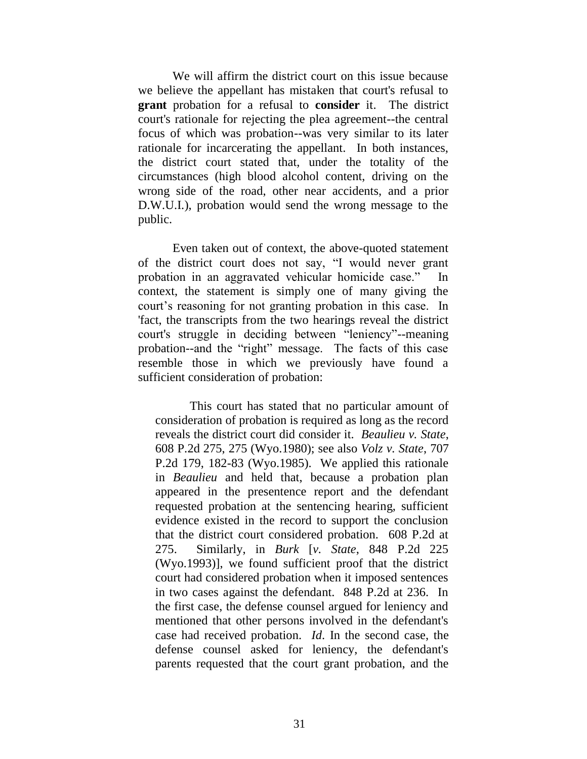We will affirm the district court on this issue because we believe the appellant has mistaken that court's refusal to **grant** probation for a refusal to **consider** it. The district court's rationale for rejecting the plea agreement--the central focus of which was probation--was very similar to its later rationale for incarcerating the appellant. In both instances, the district court stated that, under the totality of the circumstances (high blood alcohol content, driving on the wrong side of the road, other near accidents, and a prior D.W.U.I.), probation would send the wrong message to the public.

Even taken out of context, the above-quoted statement of the district court does not say, "I would never grant probation in an aggravated vehicular homicide case." In context, the statement is simply one of many giving the court's reasoning for not granting probation in this case. In 'fact, the transcripts from the two hearings reveal the district court's struggle in deciding between "leniency"--meaning probation--and the "right" message. The facts of this case resemble those in which we previously have found a sufficient consideration of probation:

> This court has stated that no particular amount of consideration of probation is required as long as the record reveals the district court did consider it. *Beaulieu v. State*, 608 P.2d 275, 275 (Wyo.1980); see also *Volz v. State*, 707 P.2d 179, 182-83 (Wyo.1985). We applied this rationale in *Beaulieu* and held that, because a probation plan appeared in the presentence report and the defendant requested probation at the sentencing hearing, sufficient evidence existed in the record to support the conclusion that the district court considered probation. 608 P.2d at 275. Similarly, in *Burk* [*v. State*, 848 P.2d 225 (Wyo.1993)], we found sufficient proof that the district court had considered probation when it imposed sentences in two cases against the defendant. 848 P.2d at 236. In the first case, the defense counsel argued for leniency and mentioned that other persons involved in the defendant's case had received probation. *Id*. In the second case, the defense counsel asked for leniency, the defendant's parents requested that the court grant probation, and the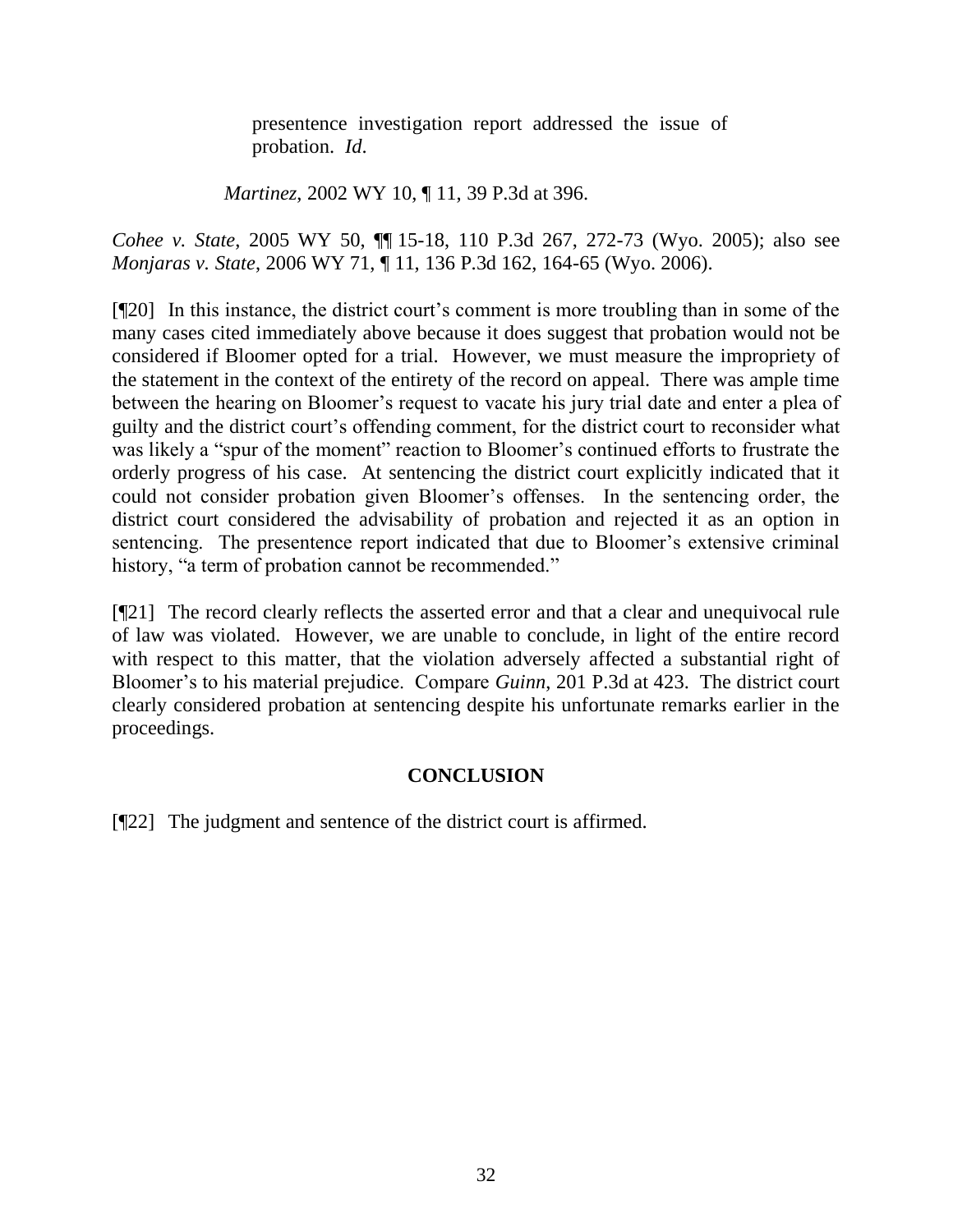> presentence investigation report addressed the issue of probation. *Id*.
>
> *Martinez*, 2002 WY 10, ¶ 11, 39 P.3d at 396.

*Cohee v. State*, 2005 WY 50, ¶¶ 15-18, 110 P.3d 267, 272-73 (Wyo. 2005); also see *Monjaras v. State*, 2006 WY 71, ¶ 11, 136 P.3d 162, 164-65 (Wyo. 2006).

[¶20] In this instance, the district court's comment is more troubling than in some of the many cases cited immediately above because it does suggest that probation would not be considered if Bloomer opted for a trial. However, we must measure the impropriety of the statement in the context of the entirety of the record on appeal. There was ample time between the hearing on Bloomer's request to vacate his jury trial date and enter a plea of guilty and the district court's offending comment, for the district court to reconsider what was likely a "spur of the moment" reaction to Bloomer's continued efforts to frustrate the orderly progress of his case. At sentencing the district court explicitly indicated that it could not consider probation given Bloomer's offenses. In the sentencing order, the district court considered the advisability of probation and rejected it as an option in sentencing. The presentence report indicated that due to Bloomer's extensive criminal history, "a term of probation cannot be recommended."

[¶21] The record clearly reflects the asserted error and that a clear and unequivocal rule of law was violated. However, we are unable to conclude, in light of the entire record with respect to this matter, that the violation adversely affected a substantial right of Bloomer's to his material prejudice. Compare *Guinn*, 201 P.3d at 423. The district court clearly considered probation at sentencing despite his unfortunate remarks earlier in the proceedings.

## CONCLUSION

[¶22] The judgment and sentence of the district court is affirmed.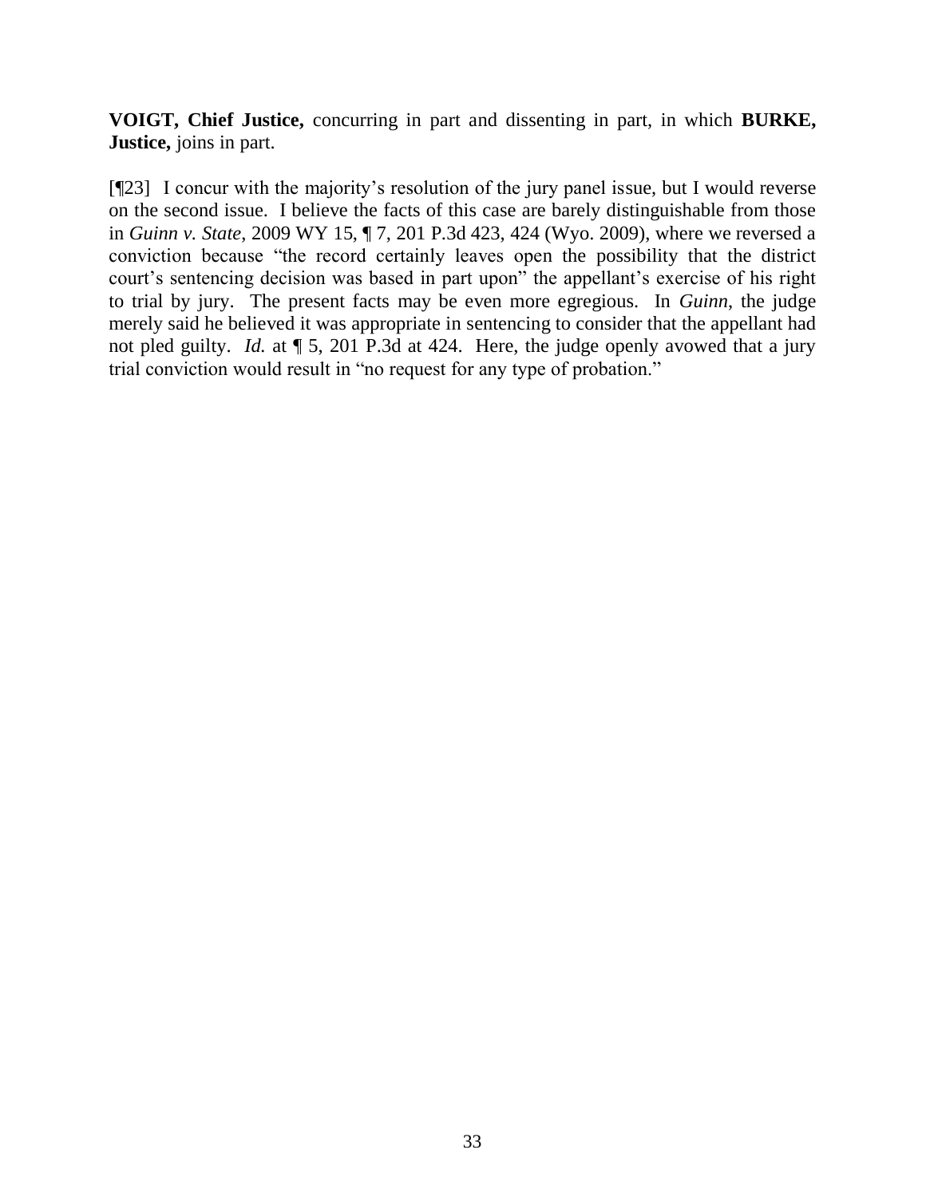**VOIGT, Chief Justice,** concurring in part and dissenting in part, in which **BURKE, Justice,** joins in part.

[¶23] I concur with the majority's resolution of the jury panel issue, but I would reverse on the second issue. I believe the facts of this case are barely distinguishable from those in *Guinn v. State*, 2009 WY 15, ¶ 7, 201 P.3d 423, 424 (Wyo. 2009), where we reversed a conviction because "the record certainly leaves open the possibility that the district court's sentencing decision was based in part upon" the appellant's exercise of his right to trial by jury. The present facts may be even more egregious. In *Guinn*, the judge merely said he believed it was appropriate in sentencing to consider that the appellant had not pled guilty. *Id.* at ¶ 5, 201 P.3d at 424. Here, the judge openly avowed that a jury trial conviction would result in "no request for any type of probation."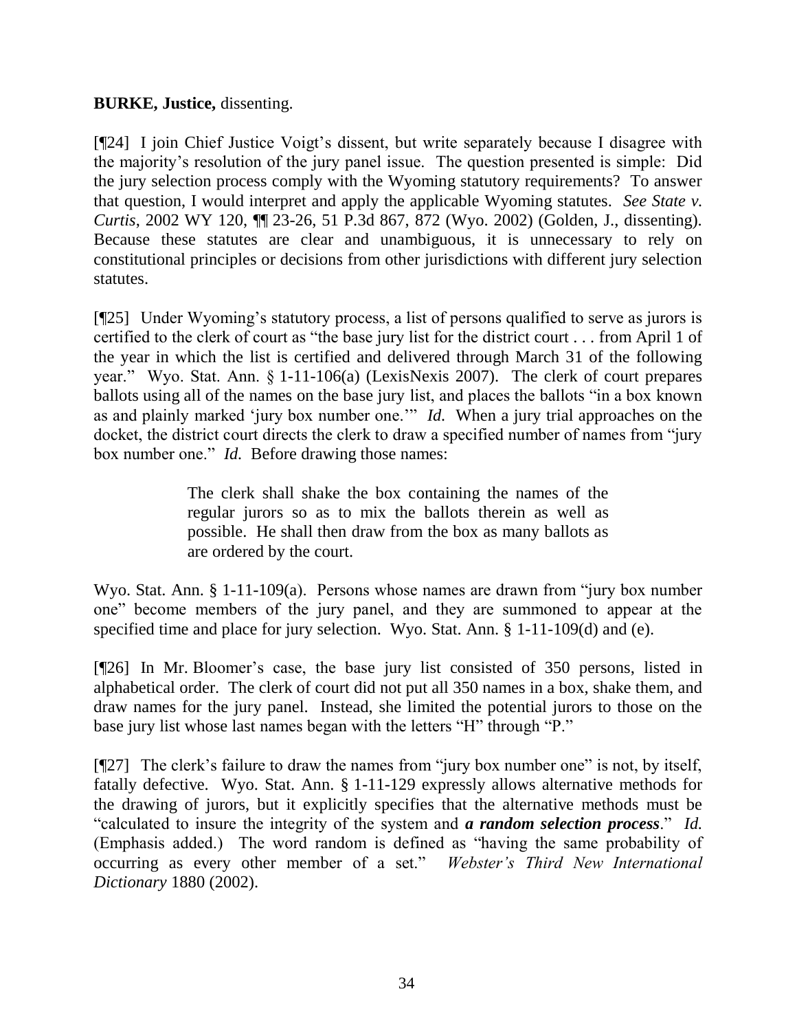**BURKE, Justice,** dissenting.

[¶24] I join Chief Justice Voigt's dissent, but write separately because I disagree with the majority's resolution of the jury panel issue. The question presented is simple: Did the jury selection process comply with the Wyoming statutory requirements? To answer that question, I would interpret and apply the applicable Wyoming statutes. *See State v. Curtis*, 2002 WY 120, ¶¶ 23-26, 51 P.3d 867, 872 (Wyo. 2002) (Golden, J., dissenting). Because these statutes are clear and unambiguous, it is unnecessary to rely on constitutional principles or decisions from other jurisdictions with different jury selection statutes.

[¶25] Under Wyoming's statutory process, a list of persons qualified to serve as jurors is certified to the clerk of court as "the base jury list for the district court . . . from April 1 of the year in which the list is certified and delivered through March 31 of the following year." Wyo. Stat. Ann. § 1-11-106(a) (LexisNexis 2007). The clerk of court prepares ballots using all of the names on the base jury list, and places the ballots "in a box known as and plainly marked 'jury box number one.'" *Id.* When a jury trial approaches on the docket, the district court directs the clerk to draw a specified number of names from "jury box number one." *Id.* Before drawing those names:

> The clerk shall shake the box containing the names of the regular jurors so as to mix the ballots therein as well as possible. He shall then draw from the box as many ballots as are ordered by the court.

Wyo. Stat. Ann. § 1-11-109(a). Persons whose names are drawn from "jury box number one" become members of the jury panel, and they are summoned to appear at the specified time and place for jury selection. Wyo. Stat. Ann. § 1-11-109(d) and (e).

[¶26] In Mr. Bloomer's case, the base jury list consisted of 350 persons, listed in alphabetical order. The clerk of court did not put all 350 names in a box, shake them, and draw names for the jury panel. Instead, she limited the potential jurors to those on the base jury list whose last names began with the letters "H" through "P."

[¶27] The clerk's failure to draw the names from "jury box number one" is not, by itself, fatally defective. Wyo. Stat. Ann. § 1-11-129 expressly allows alternative methods for the drawing of jurors, but it explicitly specifies that the alternative methods must be "calculated to insure the integrity of the system and ***a random selection process***." *Id.* (Emphasis added.) The word random is defined as "having the same probability of occurring as every other member of a set." *Webster's Third New International Dictionary* 1880 (2002).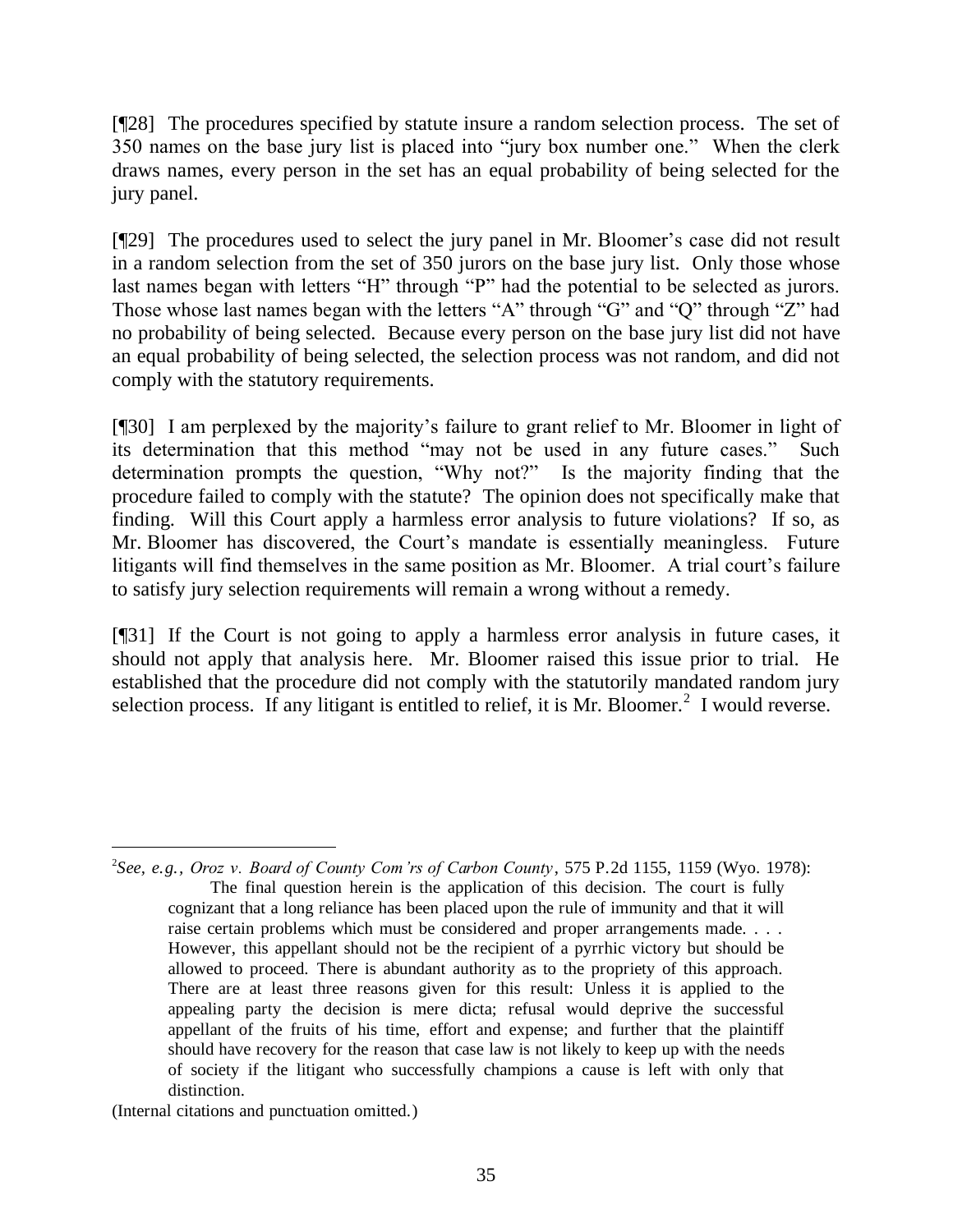[¶28] The procedures specified by statute insure a random selection process. The set of 350 names on the base jury list is placed into "jury box number one." When the clerk draws names, every person in the set has an equal probability of being selected for the jury panel.

[¶29] The procedures used to select the jury panel in Mr. Bloomer's case did not result in a random selection from the set of 350 jurors on the base jury list. Only those whose last names began with letters "H" through "P" had the potential to be selected as jurors. Those whose last names began with the letters "A" through "G" and "Q" through "Z" had no probability of being selected. Because every person on the base jury list did not have an equal probability of being selected, the selection process was not random, and did not comply with the statutory requirements.

[¶30] I am perplexed by the majority's failure to grant relief to Mr. Bloomer in light of its determination that this method "may not be used in any future cases." Such determination prompts the question, "Why not?" Is the majority finding that the procedure failed to comply with the statute? The opinion does not specifically make that finding. Will this Court apply a harmless error analysis to future violations? If so, as Mr. Bloomer has discovered, the Court's mandate is essentially meaningless. Future litigants will find themselves in the same position as Mr. Bloomer. A trial court's failure to satisfy jury selection requirements will remain a wrong without a remedy.

[¶31] If the Court is not going to apply a harmless error analysis in future cases, it should not apply that analysis here. Mr. Bloomer raised this issue prior to trial. He established that the procedure did not comply with the statutorily mandated random jury selection process. If any litigant is entitled to relief, it is Mr. Bloomer.[2] I would reverse.

---

[2] *See, e.g., Oroz v. Board of County Com'rs of Carbon County*, 575 P.2d 1155, 1159 (Wyo. 1978):

> The final question herein is the application of this decision. The court is fully cognizant that a long reliance has been placed upon the rule of immunity and that it will raise certain problems which must be considered and proper arrangements made. . . . However, this appellant should not be the recipient of a pyrrhic victory but should be allowed to proceed. There is abundant authority as to the propriety of this approach. There are at least three reasons given for this result: Unless it is applied to the appealing party the decision is mere dicta; refusal would deprive the successful appellant of the fruits of his time, effort and expense; and further that the plaintiff should have recovery for the reason that case law is not likely to keep up with the needs of society if the litigant who successfully champions a cause is left with only that distinction.

(Internal citations and punctuation omitted.)